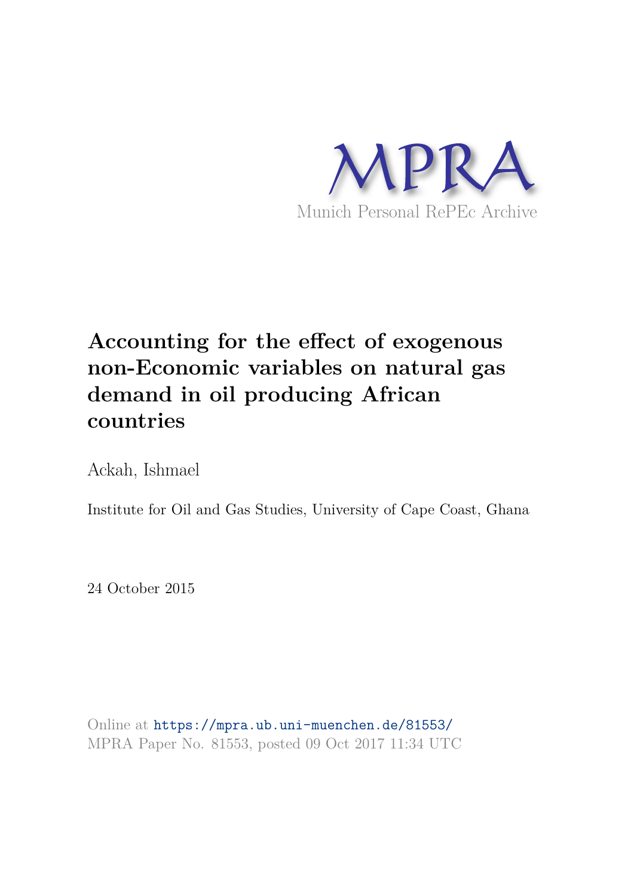MPRA

Munich Personal RePEc Archive

# Accounting for the effect of exogenous non-Economic variables on natural gas demand in oil producing African countries

Ackah, Ishmael

Institute for Oil and Gas Studies, University of Cape Coast, Ghana

24 October 2015

Online at https://mpra.ub.uni-muenchen.de/81553/
MPRA Paper No. 81553, posted 09 Oct 2017 11:34 UTC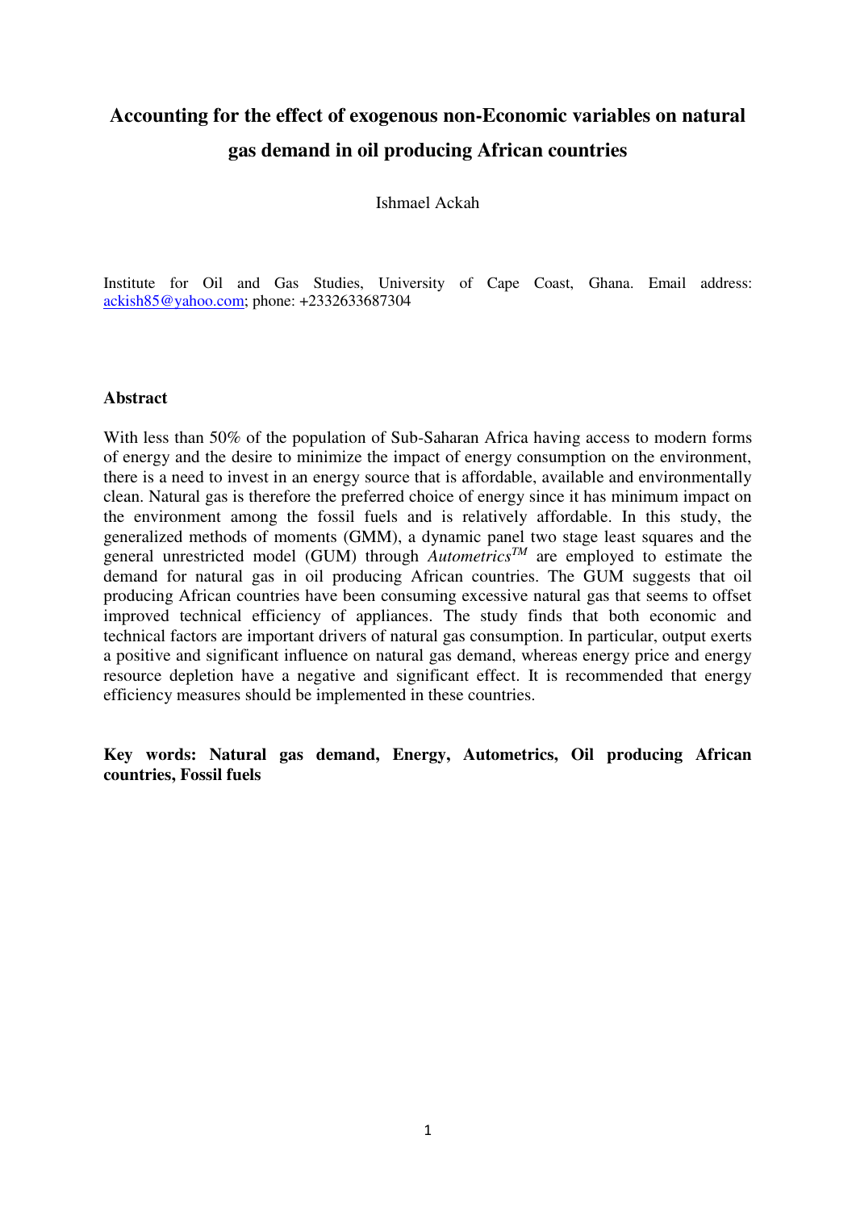# Accounting for the effect of exogenous non-Economic variables on natural gas demand in oil producing African countries

Ishmael Ackah

Institute for Oil and Gas Studies, University of Cape Coast, Ghana. Email address: ackish85@yahoo.com; phone: +2332633687304

## Abstract

With less than 50% of the population of Sub-Saharan Africa having access to modern forms of energy and the desire to minimize the impact of energy consumption on the environment, there is a need to invest in an energy source that is affordable, available and environmentally clean. Natural gas is therefore the preferred choice of energy since it has minimum impact on the environment among the fossil fuels and is relatively affordable. In this study, the generalized methods of moments (GMM), a dynamic panel two stage least squares and the general unrestricted model (GUM) through *Autometrics*$^{TM}$ are employed to estimate the demand for natural gas in oil producing African countries. The GUM suggests that oil producing African countries have been consuming excessive natural gas that seems to offset improved technical efficiency of appliances. The study finds that both economic and technical factors are important drivers of natural gas consumption. In particular, output exerts a positive and significant influence on natural gas demand, whereas energy price and energy resource depletion have a negative and significant effect. It is recommended that energy efficiency measures should be implemented in these countries.

**Key words: Natural gas demand, Energy, Autometrics, Oil producing African countries, Fossil fuels**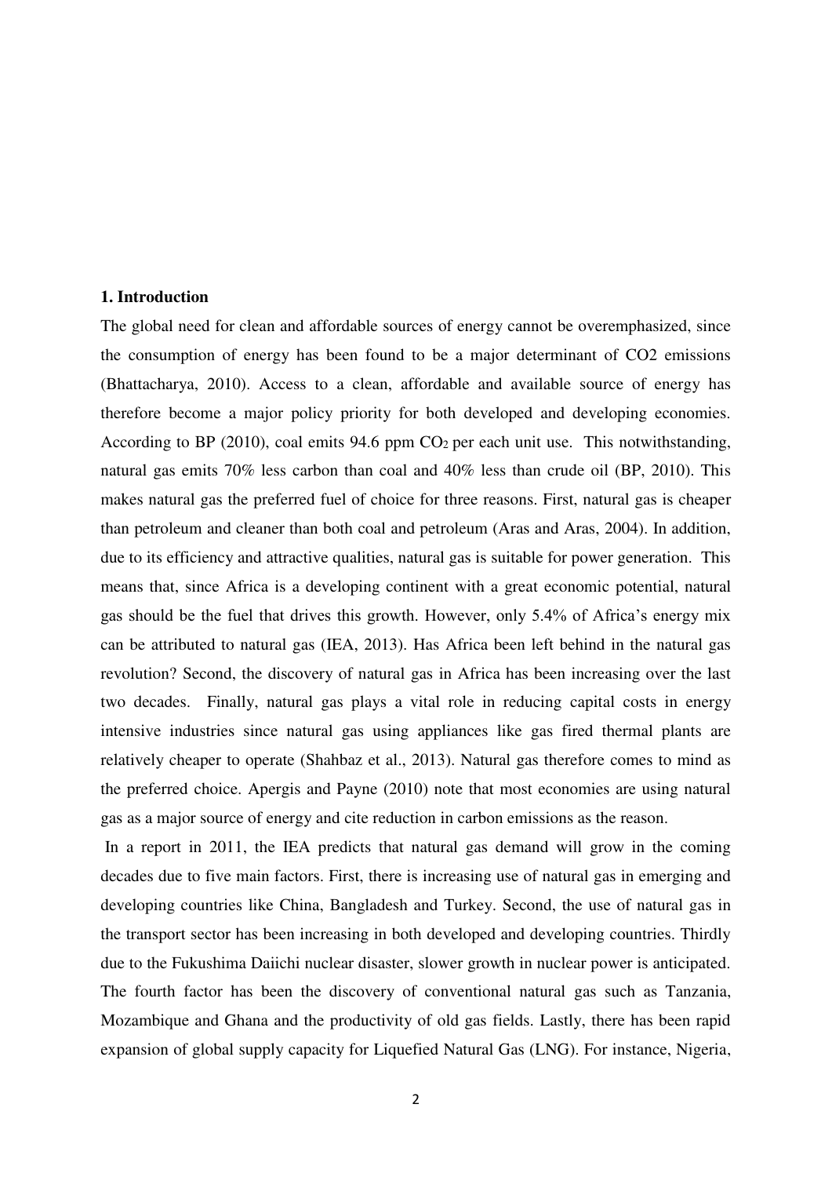## 1. Introduction

The global need for clean and affordable sources of energy cannot be overemphasized, since the consumption of energy has been found to be a major determinant of CO2 emissions (Bhattacharya, 2010). Access to a clean, affordable and available source of energy has therefore become a major policy priority for both developed and developing economies. According to BP (2010), coal emits 94.6 ppm $CO_2$ per each unit use. This notwithstanding, natural gas emits 70% less carbon than coal and 40% less than crude oil (BP, 2010). This makes natural gas the preferred fuel of choice for three reasons. First, natural gas is cheaper than petroleum and cleaner than both coal and petroleum (Aras and Aras, 2004). In addition, due to its efficiency and attractive qualities, natural gas is suitable for power generation. This means that, since Africa is a developing continent with a great economic potential, natural gas should be the fuel that drives this growth. However, only 5.4% of Africa's energy mix can be attributed to natural gas (IEA, 2013). Has Africa been left behind in the natural gas revolution? Second, the discovery of natural gas in Africa has been increasing over the last two decades. Finally, natural gas plays a vital role in reducing capital costs in energy intensive industries since natural gas using appliances like gas fired thermal plants are relatively cheaper to operate (Shahbaz et al., 2013). Natural gas therefore comes to mind as the preferred choice. Apergis and Payne (2010) note that most economies are using natural gas as a major source of energy and cite reduction in carbon emissions as the reason.

In a report in 2011, the IEA predicts that natural gas demand will grow in the coming decades due to five main factors. First, there is increasing use of natural gas in emerging and developing countries like China, Bangladesh and Turkey. Second, the use of natural gas in the transport sector has been increasing in both developed and developing countries. Thirdly due to the Fukushima Daiichi nuclear disaster, slower growth in nuclear power is anticipated. The fourth factor has been the discovery of conventional natural gas such as Tanzania, Mozambique and Ghana and the productivity of old gas fields. Lastly, there has been rapid expansion of global supply capacity for Liquefied Natural Gas (LNG). For instance, Nigeria,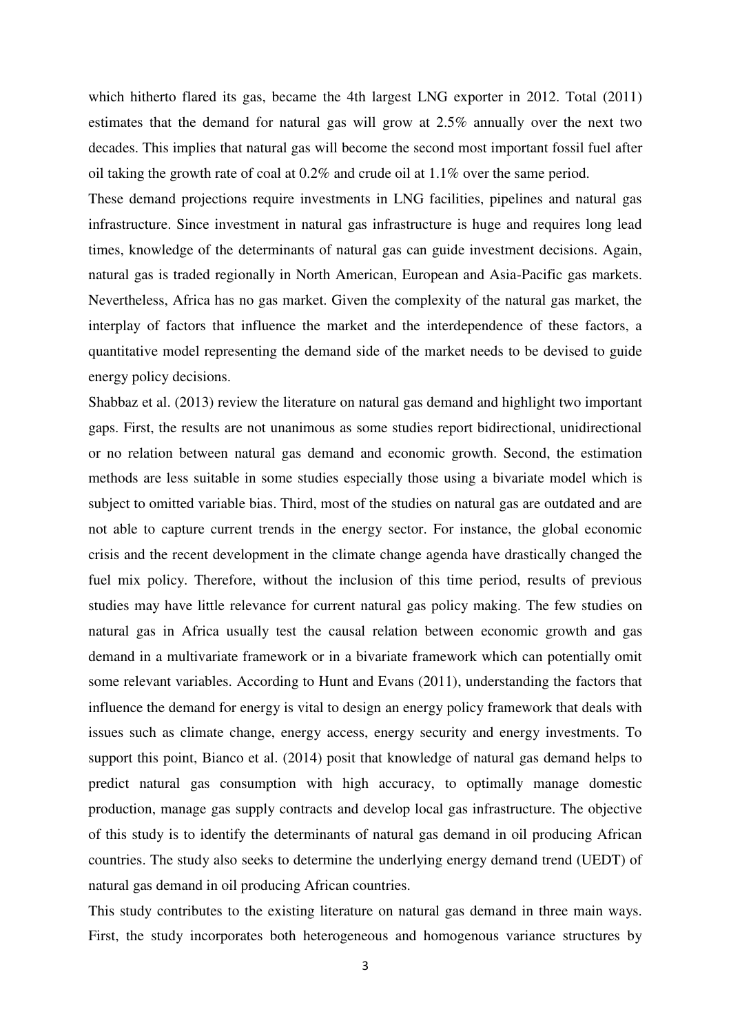which hitherto flared its gas, became the 4th largest LNG exporter in 2012. Total (2011) estimates that the demand for natural gas will grow at 2.5% annually over the next two decades. This implies that natural gas will become the second most important fossil fuel after oil taking the growth rate of coal at 0.2% and crude oil at 1.1% over the same period.

These demand projections require investments in LNG facilities, pipelines and natural gas infrastructure. Since investment in natural gas infrastructure is huge and requires long lead times, knowledge of the determinants of natural gas can guide investment decisions. Again, natural gas is traded regionally in North American, European and Asia-Pacific gas markets. Nevertheless, Africa has no gas market. Given the complexity of the natural gas market, the interplay of factors that influence the market and the interdependence of these factors, a quantitative model representing the demand side of the market needs to be devised to guide energy policy decisions.

Shabbaz et al. (2013) review the literature on natural gas demand and highlight two important gaps. First, the results are not unanimous as some studies report bidirectional, unidirectional or no relation between natural gas demand and economic growth. Second, the estimation methods are less suitable in some studies especially those using a bivariate model which is subject to omitted variable bias. Third, most of the studies on natural gas are outdated and are not able to capture current trends in the energy sector. For instance, the global economic crisis and the recent development in the climate change agenda have drastically changed the fuel mix policy. Therefore, without the inclusion of this time period, results of previous studies may have little relevance for current natural gas policy making. The few studies on natural gas in Africa usually test the causal relation between economic growth and gas demand in a multivariate framework or in a bivariate framework which can potentially omit some relevant variables. According to Hunt and Evans (2011), understanding the factors that influence the demand for energy is vital to design an energy policy framework that deals with issues such as climate change, energy access, energy security and energy investments. To support this point, Bianco et al. (2014) posit that knowledge of natural gas demand helps to predict natural gas consumption with high accuracy, to optimally manage domestic production, manage gas supply contracts and develop local gas infrastructure. The objective of this study is to identify the determinants of natural gas demand in oil producing African countries. The study also seeks to determine the underlying energy demand trend (UEDT) of natural gas demand in oil producing African countries.

This study contributes to the existing literature on natural gas demand in three main ways. First, the study incorporates both heterogeneous and homogenous variance structures by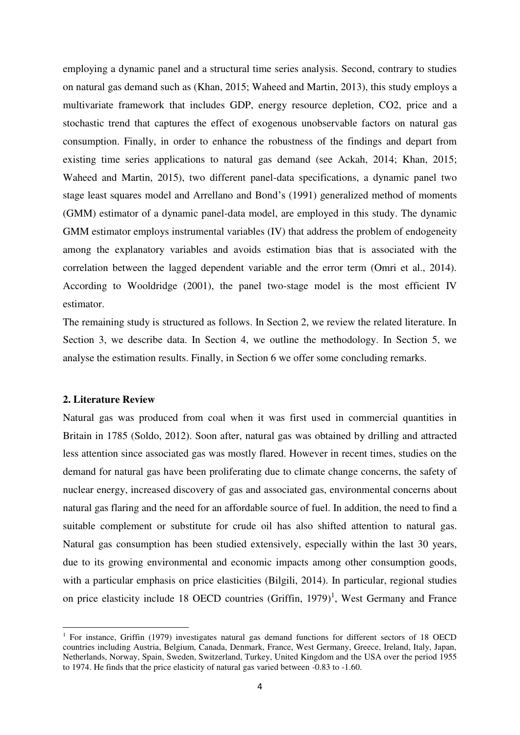employing a dynamic panel and a structural time series analysis. Second, contrary to studies on natural gas demand such as (Khan, 2015; Waheed and Martin, 2013), this study employs a multivariate framework that includes GDP, energy resource depletion, CO2, price and a stochastic trend that captures the effect of exogenous unobservable factors on natural gas consumption. Finally, in order to enhance the robustness of the findings and depart from existing time series applications to natural gas demand (see Ackah, 2014; Khan, 2015; Waheed and Martin, 2015), two different panel-data specifications, a dynamic panel two stage least squares model and Arrellano and Bond's (1991) generalized method of moments (GMM) estimator of a dynamic panel-data model, are employed in this study. The dynamic GMM estimator employs instrumental variables (IV) that address the problem of endogeneity among the explanatory variables and avoids estimation bias that is associated with the correlation between the lagged dependent variable and the error term (Omri et al., 2014). According to Wooldridge (2001), the panel two-stage model is the most efficient IV estimator.

The remaining study is structured as follows. In Section 2, we review the related literature. In Section 3, we describe data. In Section 4, we outline the methodology. In Section 5, we analyse the estimation results. Finally, in Section 6 we offer some concluding remarks.

## 2. Literature Review

Natural gas was produced from coal when it was first used in commercial quantities in Britain in 1785 (Soldo, 2012). Soon after, natural gas was obtained by drilling and attracted less attention since associated gas was mostly flared. However in recent times, studies on the demand for natural gas have been proliferating due to climate change concerns, the safety of nuclear energy, increased discovery of gas and associated gas, environmental concerns about natural gas flaring and the need for an affordable source of fuel. In addition, the need to find a suitable complement or substitute for crude oil has also shifted attention to natural gas. Natural gas consumption has been studied extensively, especially within the last 30 years, due to its growing environmental and economic impacts among other consumption goods, with a particular emphasis on price elasticities (Bilgili, 2014). In particular, regional studies on price elasticity include 18 OECD countries (Griffin, 1979)[1], West Germany and France

---

[1] For instance, Griffin (1979) investigates natural gas demand functions for different sectors of 18 OECD countries including Austria, Belgium, Canada, Denmark, France, West Germany, Greece, Ireland, Italy, Japan, Netherlands, Norway, Spain, Sweden, Switzerland, Turkey, United Kingdom and the USA over the period 1955 to 1974. He finds that the price elasticity of natural gas varied between -0.83 to -1.60.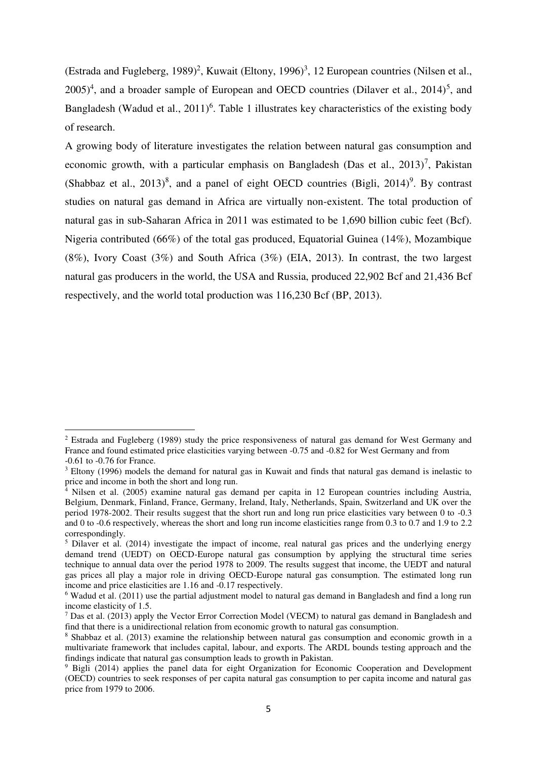(Estrada and Fugleberg, 1989)[2], Kuwait (Eltony, 1996)[3], 12 European countries (Nilsen et al., 2005)[4], and a broader sample of European and OECD countries (Dilaver et al., 2014)[5], and Bangladesh (Wadud et al., 2011)[6]. Table 1 illustrates key characteristics of the existing body of research.

A growing body of literature investigates the relation between natural gas consumption and economic growth, with a particular emphasis on Bangladesh (Das et al., 2013)[7], Pakistan (Shabbaz et al., 2013)[8], and a panel of eight OECD countries (Bigli, 2014)[9]. By contrast studies on natural gas demand in Africa are virtually non-existent. The total production of natural gas in sub-Saharan Africa in 2011 was estimated to be 1,690 billion cubic feet (Bcf). Nigeria contributed (66%) of the total gas produced, Equatorial Guinea (14%), Mozambique (8%), Ivory Coast (3%) and South Africa (3%) (EIA, 2013). In contrast, the two largest natural gas producers in the world, the USA and Russia, produced 22,902 Bcf and 21,436 Bcf respectively, and the world total production was 116,230 Bcf (BP, 2013).

---

[2] Estrada and Fugleberg (1989) study the price responsiveness of natural gas demand for West Germany and France and found estimated price elasticities varying between -0.75 and -0.82 for West Germany and from -0.61 to -0.76 for France.

[3] Eltony (1996) models the demand for natural gas in Kuwait and finds that natural gas demand is inelastic to price and income in both the short and long run.

[4] Nilsen et al. (2005) examine natural gas demand per capita in 12 European countries including Austria, Belgium, Denmark, Finland, France, Germany, Ireland, Italy, Netherlands, Spain, Switzerland and UK over the period 1978-2002. Their results suggest that the short run and long run price elasticities vary between 0 to -0.3 and 0 to -0.6 respectively, whereas the short and long run income elasticities range from 0.3 to 0.7 and 1.9 to 2.2 correspondingly.

[5] Dilaver et al. (2014) investigate the impact of income, real natural gas prices and the underlying energy demand trend (UEDT) on OECD-Europe natural gas consumption by applying the structural time series technique to annual data over the period 1978 to 2009. The results suggest that income, the UEDT and natural gas prices all play a major role in driving OECD-Europe natural gas consumption. The estimated long run income and price elasticities are 1.16 and -0.17 respectively.

[6] Wadud et al. (2011) use the partial adjustment model to natural gas demand in Bangladesh and find a long run income elasticity of 1.5.

[7] Das et al. (2013) apply the Vector Error Correction Model (VECM) to natural gas demand in Bangladesh and find that there is a unidirectional relation from economic growth to natural gas consumption.

[8] Shabbaz et al. (2013) examine the relationship between natural gas consumption and economic growth in a multivariate framework that includes capital, labour, and exports. The ARDL bounds testing approach and the findings indicate that natural gas consumption leads to growth in Pakistan.

[9] Bigli (2014) applies the panel data for eight Organization for Economic Cooperation and Development (OECD) countries to seek responses of per capita natural gas consumption to per capita income and natural gas price from 1979 to 2006.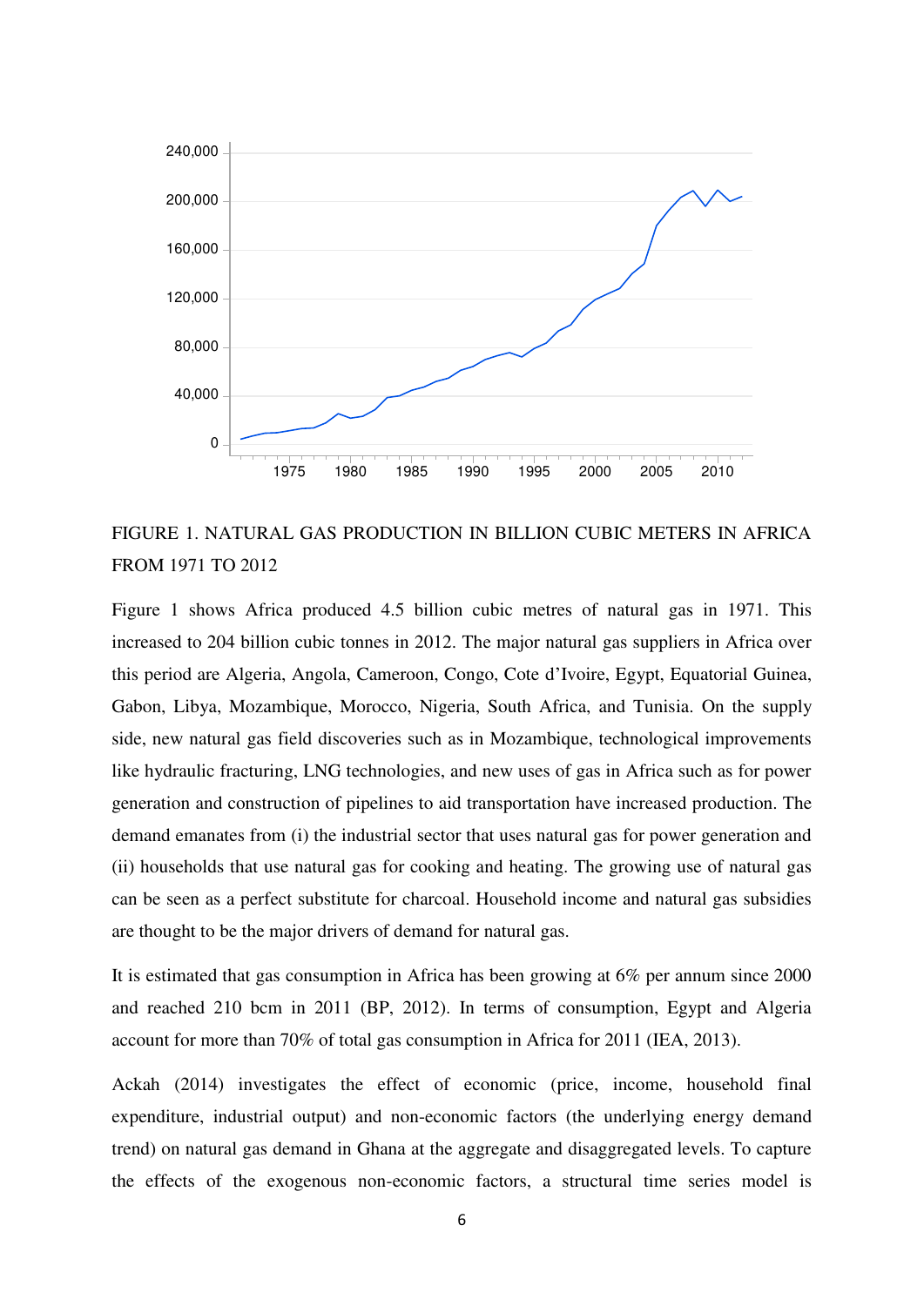FIGURE 1. NATURAL GAS PRODUCTION IN BILLION CUBIC METERS IN AFRICA FROM 1971 TO 2012

Figure 1 shows Africa produced 4.5 billion cubic metres of natural gas in 1971. This increased to 204 billion cubic tonnes in 2012. The major natural gas suppliers in Africa over this period are Algeria, Angola, Cameroon, Congo, Cote d'Ivoire, Egypt, Equatorial Guinea, Gabon, Libya, Mozambique, Morocco, Nigeria, South Africa, and Tunisia. On the supply side, new natural gas field discoveries such as in Mozambique, technological improvements like hydraulic fracturing, LNG technologies, and new uses of gas in Africa such as for power generation and construction of pipelines to aid transportation have increased production. The demand emanates from (i) the industrial sector that uses natural gas for power generation and (ii) households that use natural gas for cooking and heating. The growing use of natural gas can be seen as a perfect substitute for charcoal. Household income and natural gas subsidies are thought to be the major drivers of demand for natural gas.

It is estimated that gas consumption in Africa has been growing at 6% per annum since 2000 and reached 210 bcm in 2011 (BP, 2012). In terms of consumption, Egypt and Algeria account for more than 70% of total gas consumption in Africa for 2011 (IEA, 2013).

Ackah (2014) investigates the effect of economic (price, income, household final expenditure, industrial output) and non-economic factors (the underlying energy demand trend) on natural gas demand in Ghana at the aggregate and disaggregated levels. To capture the effects of the exogenous non-economic factors, a structural time series model is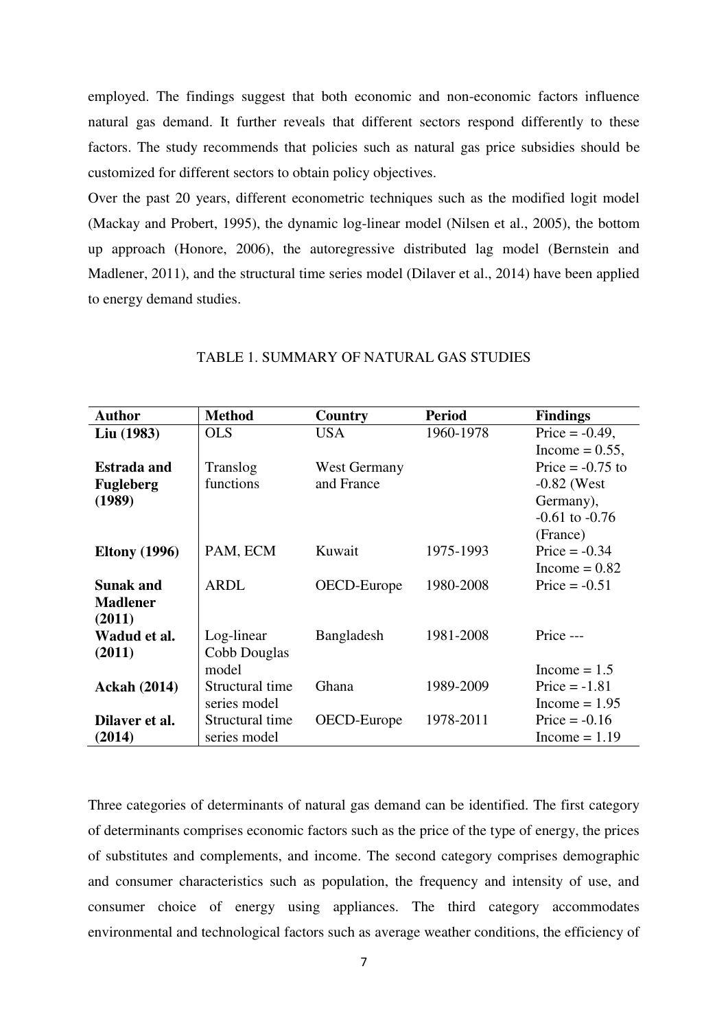employed. The findings suggest that both economic and non-economic factors influence natural gas demand. It further reveals that different sectors respond differently to these factors. The study recommends that policies such as natural gas price subsidies should be customized for different sectors to obtain policy objectives.

Over the past 20 years, different econometric techniques such as the modified logit model (Mackay and Probert, 1995), the dynamic log-linear model (Nilsen et al., 2005), the bottom up approach (Honore, 2006), the autoregressive distributed lag model (Bernstein and Madlener, 2011), and the structural time series model (Dilaver et al., 2014) have been applied to energy demand studies.

TABLE 1. SUMMARY OF NATURAL GAS STUDIES

| Author | Method | Country | Period | Findings |
|---|---|---|---|---|
| **Liu (1983)** | OLS | USA | 1960-1978 | Price = -0.49, Income = 0.55, |
| **Estrada and Fugleberg (1989)** | Translog functions | West Germany and France | | Price = -0.75 to -0.82 (West Germany), -0.61 to -0.76 (France) |
| **Eltony (1996)** | PAM, ECM | Kuwait | 1975-1993 | Price = -0.34 Income = 0.82 |
| **Sunak and Madlener (2011)** | ARDL | OECD-Europe | 1980-2008 | Price = -0.51 |
| **Wadud et al. (2011)** | Log-linear Cobb Douglas model | Bangladesh | 1981-2008 | Price --- Income = 1.5 |
| **Ackah (2014)** | Structural time series model | Ghana | 1989-2009 | Price = -1.81 Income = 1.95 |
| **Dilaver et al. (2014)** | Structural time series model | OECD-Europe | 1978-2011 | Price = -0.16 Income = 1.19 |

Three categories of determinants of natural gas demand can be identified. The first category of determinants comprises economic factors such as the price of the type of energy, the prices of substitutes and complements, and income. The second category comprises demographic and consumer characteristics such as population, the frequency and intensity of use, and consumer choice of energy using appliances. The third category accommodates environmental and technological factors such as average weather conditions, the efficiency of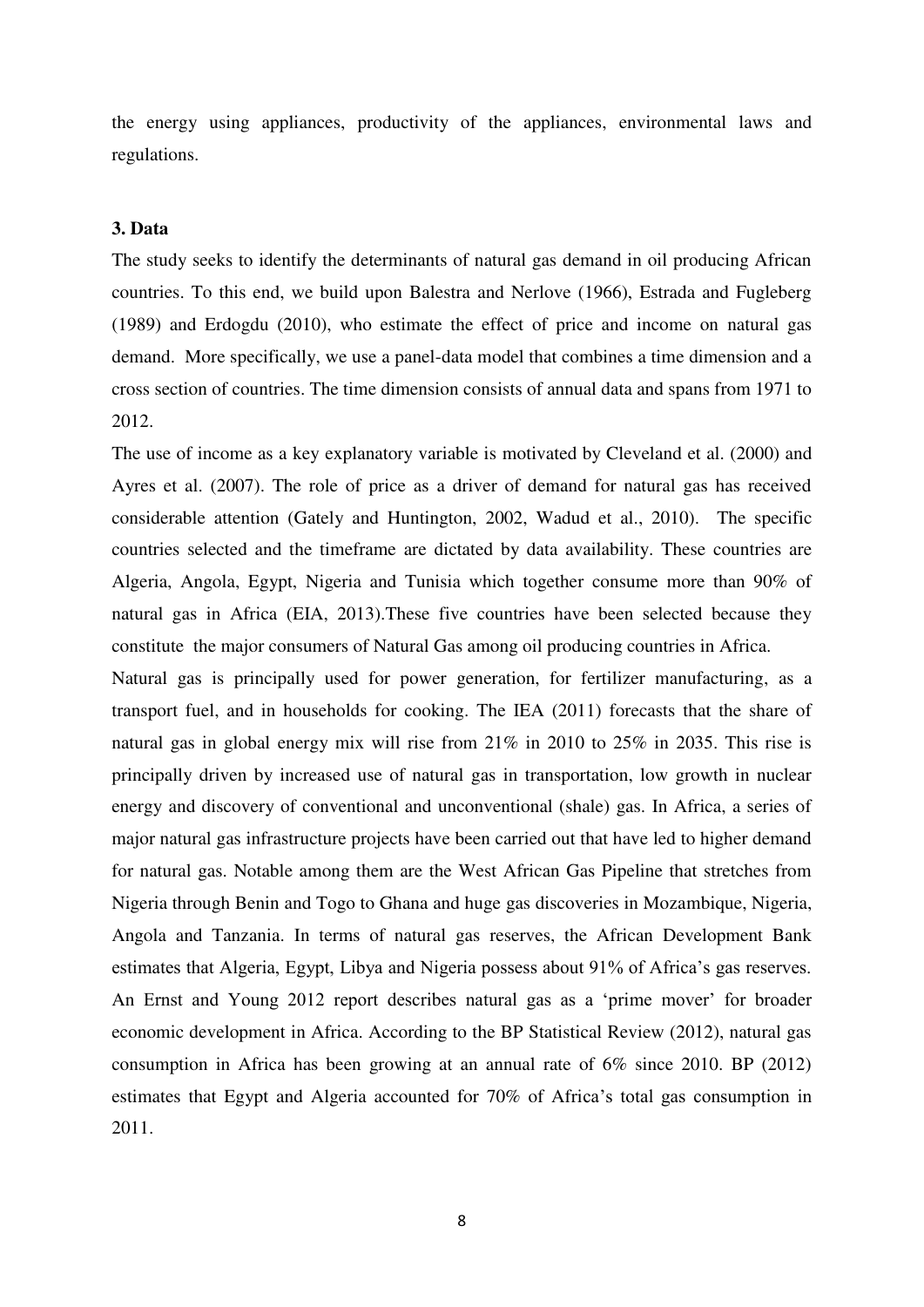the energy using appliances, productivity of the appliances, environmental laws and regulations.

### 3. Data

The study seeks to identify the determinants of natural gas demand in oil producing African countries. To this end, we build upon Balestra and Nerlove (1966), Estrada and Fugleberg (1989) and Erdogdu (2010), who estimate the effect of price and income on natural gas demand. More specifically, we use a panel-data model that combines a time dimension and a cross section of countries. The time dimension consists of annual data and spans from 1971 to 2012.

The use of income as a key explanatory variable is motivated by Cleveland et al. (2000) and Ayres et al. (2007). The role of price as a driver of demand for natural gas has received considerable attention (Gately and Huntington, 2002, Wadud et al., 2010). The specific countries selected and the timeframe are dictated by data availability. These countries are Algeria, Angola, Egypt, Nigeria and Tunisia which together consume more than 90% of natural gas in Africa (EIA, 2013).These five countries have been selected because they constitute the major consumers of Natural Gas among oil producing countries in Africa.

Natural gas is principally used for power generation, for fertilizer manufacturing, as a transport fuel, and in households for cooking. The IEA (2011) forecasts that the share of natural gas in global energy mix will rise from 21% in 2010 to 25% in 2035. This rise is principally driven by increased use of natural gas in transportation, low growth in nuclear energy and discovery of conventional and unconventional (shale) gas. In Africa, a series of major natural gas infrastructure projects have been carried out that have led to higher demand for natural gas. Notable among them are the West African Gas Pipeline that stretches from Nigeria through Benin and Togo to Ghana and huge gas discoveries in Mozambique, Nigeria, Angola and Tanzania. In terms of natural gas reserves, the African Development Bank estimates that Algeria, Egypt, Libya and Nigeria possess about 91% of Africa's gas reserves. An Ernst and Young 2012 report describes natural gas as a 'prime mover' for broader economic development in Africa. According to the BP Statistical Review (2012), natural gas consumption in Africa has been growing at an annual rate of 6% since 2010. BP (2012) estimates that Egypt and Algeria accounted for 70% of Africa's total gas consumption in 2011.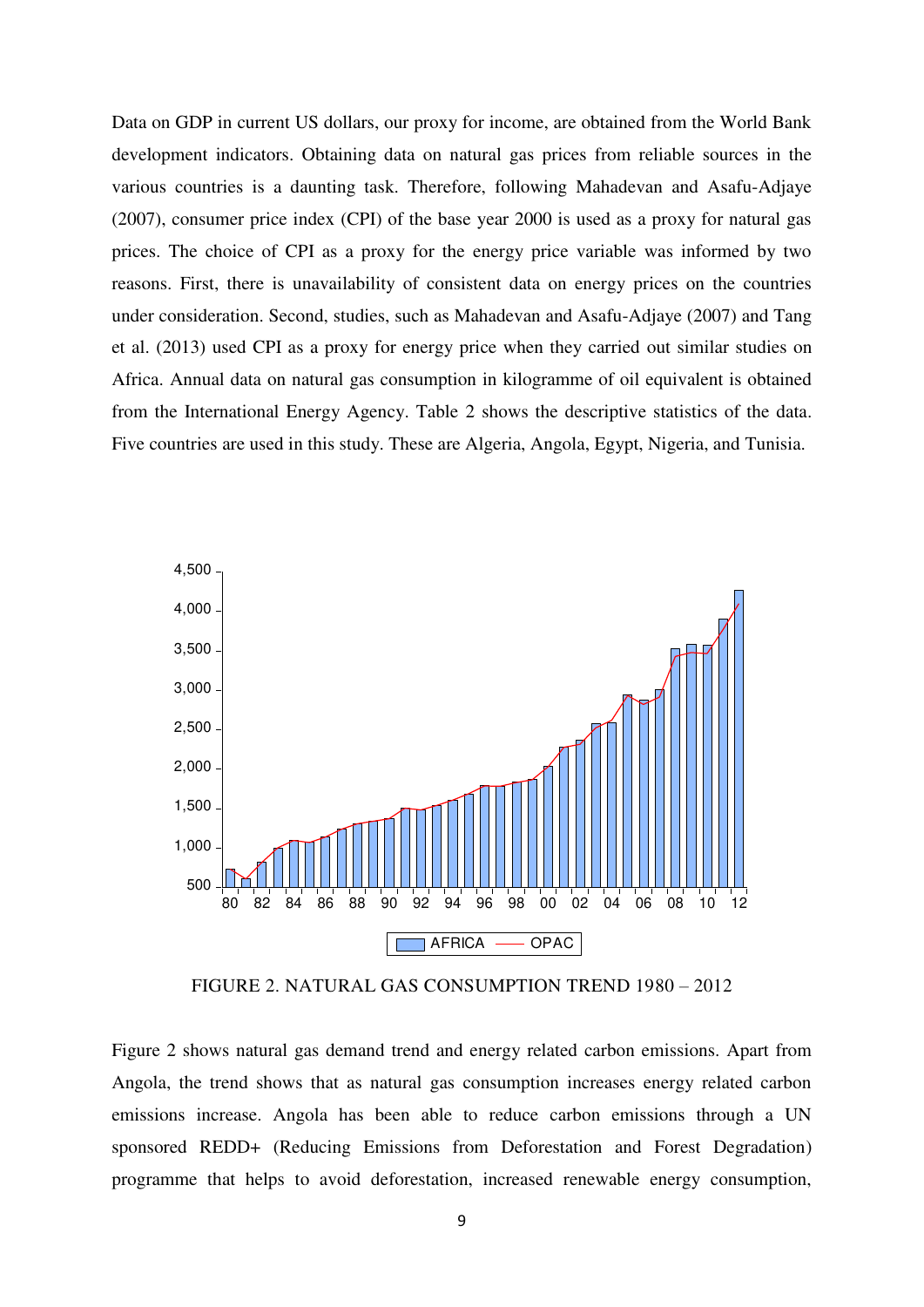Data on GDP in current US dollars, our proxy for income, are obtained from the World Bank development indicators. Obtaining data on natural gas prices from reliable sources in the various countries is a daunting task. Therefore, following Mahadevan and Asafu-Adjaye (2007), consumer price index (CPI) of the base year 2000 is used as a proxy for natural gas prices. The choice of CPI as a proxy for the energy price variable was informed by two reasons. First, there is unavailability of consistent data on energy prices on the countries under consideration. Second, studies, such as Mahadevan and Asafu-Adjaye (2007) and Tang et al. (2013) used CPI as a proxy for energy price when they carried out similar studies on Africa. Annual data on natural gas consumption in kilogramme of oil equivalent is obtained from the International Energy Agency. Table 2 shows the descriptive statistics of the data. Five countries are used in this study. These are Algeria, Angola, Egypt, Nigeria, and Tunisia.

FIGURE 2. NATURAL GAS CONSUMPTION TREND 1980 – 2012

Figure 2 shows natural gas demand trend and energy related carbon emissions. Apart from Angola, the trend shows that as natural gas consumption increases energy related carbon emissions increase. Angola has been able to reduce carbon emissions through a UN sponsored REDD+ (Reducing Emissions from Deforestation and Forest Degradation) programme that helps to avoid deforestation, increased renewable energy consumption,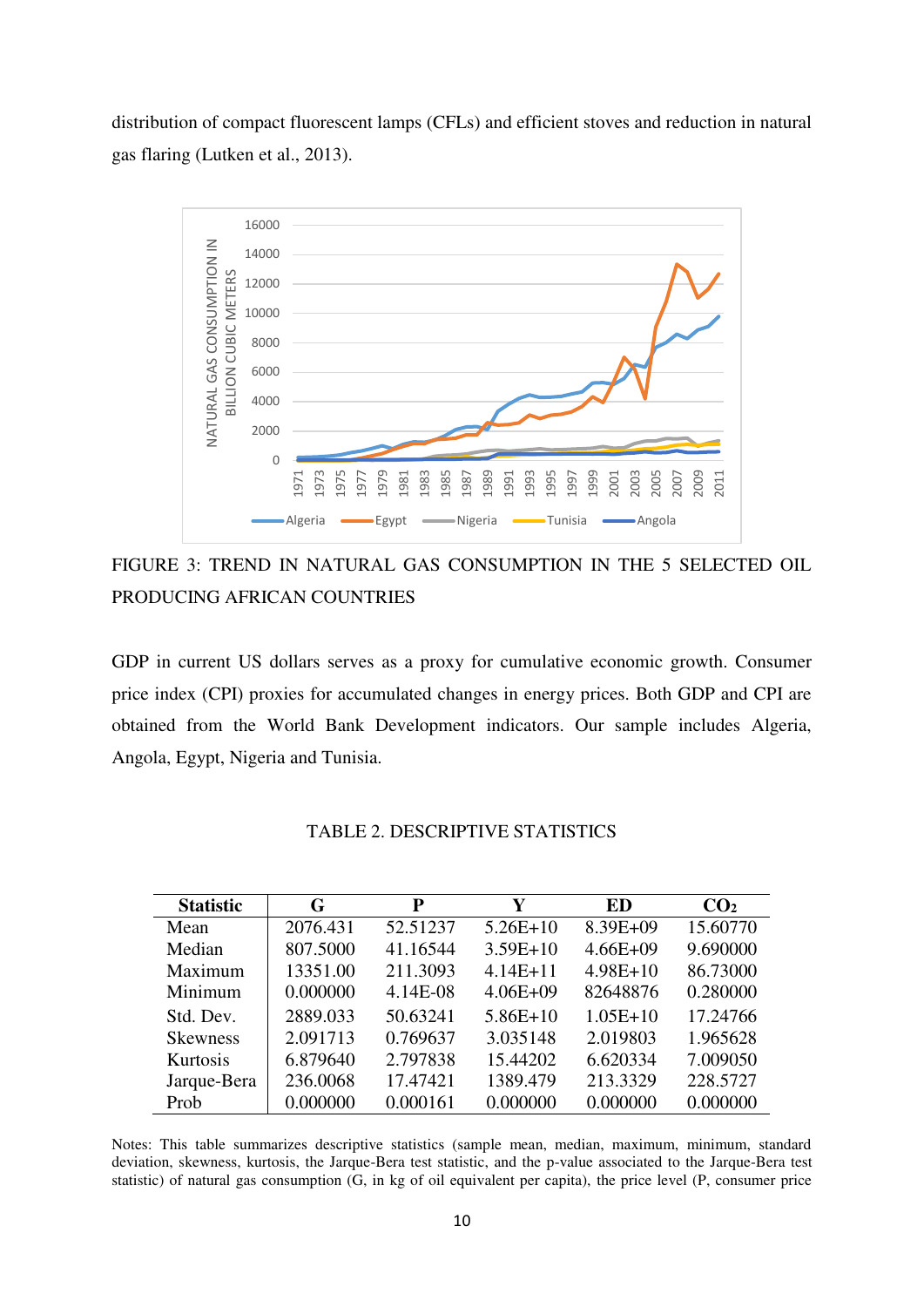distribution of compact fluorescent lamps (CFLs) and efficient stoves and reduction in natural gas flaring (Lutken et al., 2013).

FIGURE 3: TREND IN NATURAL GAS CONSUMPTION IN THE 5 SELECTED OIL PRODUCING AFRICAN COUNTRIES

GDP in current US dollars serves as a proxy for cumulative economic growth. Consumer price index (CPI) proxies for accumulated changes in energy prices. Both GDP and CPI are obtained from the World Bank Development indicators. Our sample includes Algeria, Angola, Egypt, Nigeria and Tunisia.

TABLE 2. DESCRIPTIVE STATISTICS

| Statistic | G | P | Y | ED | $CO_2$ |
|---|---|---|---|---|---|
| Mean | 2076.431 | 52.51237 | 5.26E+10 | 8.39E+09 | 15.60770 |
| Median | 807.5000 | 41.16544 | 3.59E+10 | 4.66E+09 | 9.690000 |
| Maximum | 13351.00 | 211.3093 | 4.14E+11 | 4.98E+10 | 86.73000 |
| Minimum | 0.000000 | 4.14E-08 | 4.06E+09 | 82648876 | 0.280000 |
| Std. Dev. | 2889.033 | 50.63241 | 5.86E+10 | 1.05E+10 | 17.24766 |
| Skewness | 2.091713 | 0.769637 | 3.035148 | 2.019803 | 1.965628 |
| Kurtosis | 6.879640 | 2.797838 | 15.44202 | 6.620334 | 7.009050 |
| Jarque-Bera | 236.0068 | 17.47421 | 1389.479 | 213.3329 | 228.5727 |
| Prob | 0.000000 | 0.000161 | 0.000000 | 0.000000 | 0.000000 |

Notes: This table summarizes descriptive statistics (sample mean, median, maximum, minimum, standard deviation, skewness, kurtosis, the Jarque-Bera test statistic, and the p-value associated to the Jarque-Bera test statistic) of natural gas consumption (G, in kg of oil equivalent per capita), the price level (P, consumer price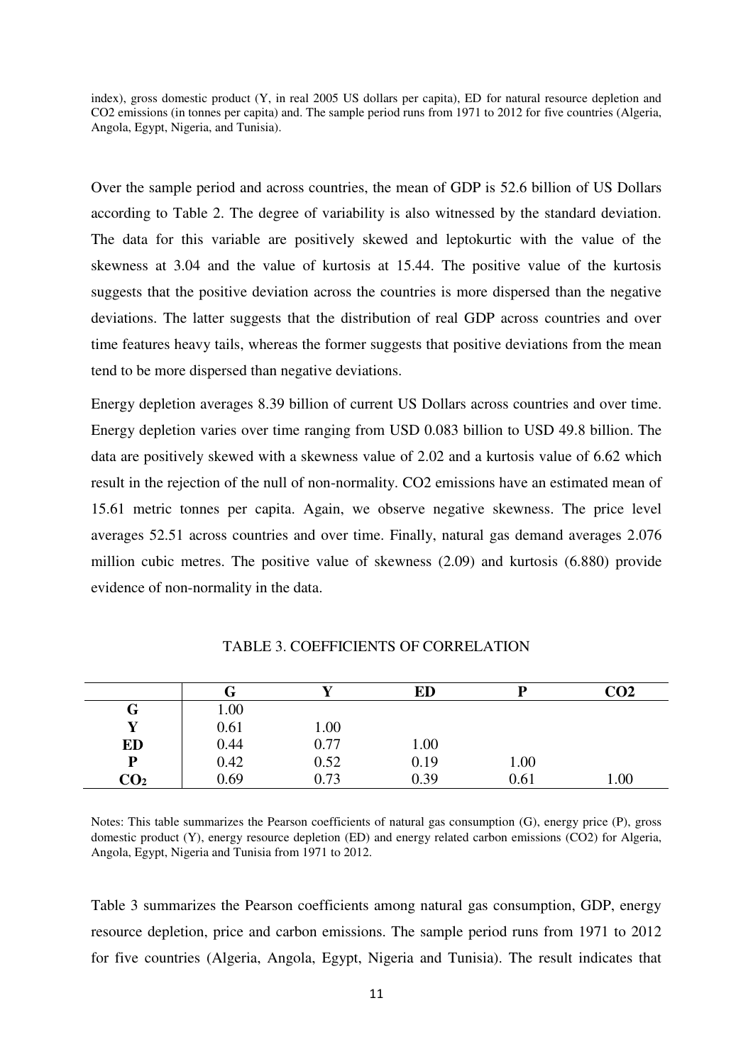index), gross domestic product (Y, in real 2005 US dollars per capita), ED for natural resource depletion and CO2 emissions (in tonnes per capita) and. The sample period runs from 1971 to 2012 for five countries (Algeria, Angola, Egypt, Nigeria, and Tunisia).

Over the sample period and across countries, the mean of GDP is 52.6 billion of US Dollars according to Table 2. The degree of variability is also witnessed by the standard deviation. The data for this variable are positively skewed and leptokurtic with the value of the skewness at 3.04 and the value of kurtosis at 15.44. The positive value of the kurtosis suggests that the positive deviation across the countries is more dispersed than the negative deviations. The latter suggests that the distribution of real GDP across countries and over time features heavy tails, whereas the former suggests that positive deviations from the mean tend to be more dispersed than negative deviations.

Energy depletion averages 8.39 billion of current US Dollars across countries and over time. Energy depletion varies over time ranging from USD 0.083 billion to USD 49.8 billion. The data are positively skewed with a skewness value of 2.02 and a kurtosis value of 6.62 which result in the rejection of the null of non-normality. CO2 emissions have an estimated mean of 15.61 metric tonnes per capita. Again, we observe negative skewness. The price level averages 52.51 across countries and over time. Finally, natural gas demand averages 2.076 million cubic metres. The positive value of skewness (2.09) and kurtosis (6.880) provide evidence of non-normality in the data.

TABLE 3. COEFFICIENTS OF CORRELATION

| | **G** | **Y** | **ED** | **P** | **CO2** |
|---|---|---|---|---|---|
| **G** | 1.00 | | | | |
| **Y** | 0.61 | 1.00 | | | |
| **ED** | 0.44 | 0.77 | 1.00 | | |
| **P** | 0.42 | 0.52 | 0.19 | 1.00 | |
| **$CO_2$** | 0.69 | 0.73 | 0.39 | 0.61 | 1.00 |

Notes: This table summarizes the Pearson coefficients of natural gas consumption (G), energy price (P), gross domestic product (Y), energy resource depletion (ED) and energy related carbon emissions (CO2) for Algeria, Angola, Egypt, Nigeria and Tunisia from 1971 to 2012.

Table 3 summarizes the Pearson coefficients among natural gas consumption, GDP, energy resource depletion, price and carbon emissions. The sample period runs from 1971 to 2012 for five countries (Algeria, Angola, Egypt, Nigeria and Tunisia). The result indicates that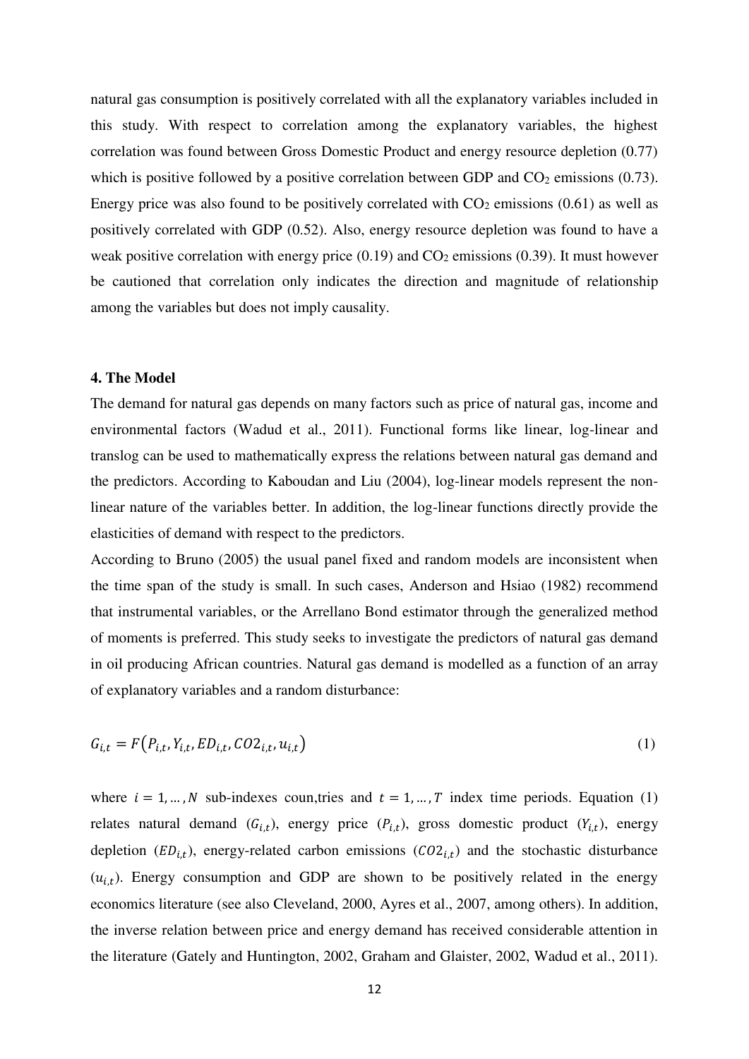natural gas consumption is positively correlated with all the explanatory variables included in this study. With respect to correlation among the explanatory variables, the highest correlation was found between Gross Domestic Product and energy resource depletion (0.77) which is positive followed by a positive correlation between GDP and $CO_2$ emissions (0.73). Energy price was also found to be positively correlated with $CO_2$ emissions (0.61) as well as positively correlated with GDP (0.52). Also, energy resource depletion was found to have a weak positive correlation with energy price (0.19) and $CO_2$ emissions (0.39). It must however be cautioned that correlation only indicates the direction and magnitude of relationship among the variables but does not imply causality.

## 4. The Model

The demand for natural gas depends on many factors such as price of natural gas, income and environmental factors (Wadud et al., 2011). Functional forms like linear, log-linear and translog can be used to mathematically express the relations between natural gas demand and the predictors. According to Kaboudan and Liu (2004), log-linear models represent the non-linear nature of the variables better. In addition, the log-linear functions directly provide the elasticities of demand with respect to the predictors.

According to Bruno (2005) the usual panel fixed and random models are inconsistent when the time span of the study is small. In such cases, Anderson and Hsiao (1982) recommend that instrumental variables, or the Arrellano Bond estimator through the generalized method of moments is preferred. This study seeks to investigate the predictors of natural gas demand in oil producing African countries. Natural gas demand is modelled as a function of an array of explanatory variables and a random disturbance:

$$G_{i,t} = F\left(P_{i,t}, Y_{i,t}, ED_{i,t}, CO2_{i,t}, u_{i,t}\right) \tag{1}$$

where $i = 1, \dots, N$ sub-indexes coun,tries and $t = 1, \dots, T$ index time periods. Equation (1) relates natural demand ($G_{i,t}$), energy price ($P_{i,t}$), gross domestic product ($Y_{i,t}$), energy depletion ($ED_{i,t}$), energy-related carbon emissions ($CO2_{i,t}$) and the stochastic disturbance ($u_{i,t}$). Energy consumption and GDP are shown to be positively related in the energy economics literature (see also Cleveland, 2000, Ayres et al., 2007, among others). In addition, the inverse relation between price and energy demand has received considerable attention in the literature (Gately and Huntington, 2002, Graham and Glaister, 2002, Wadud et al., 2011).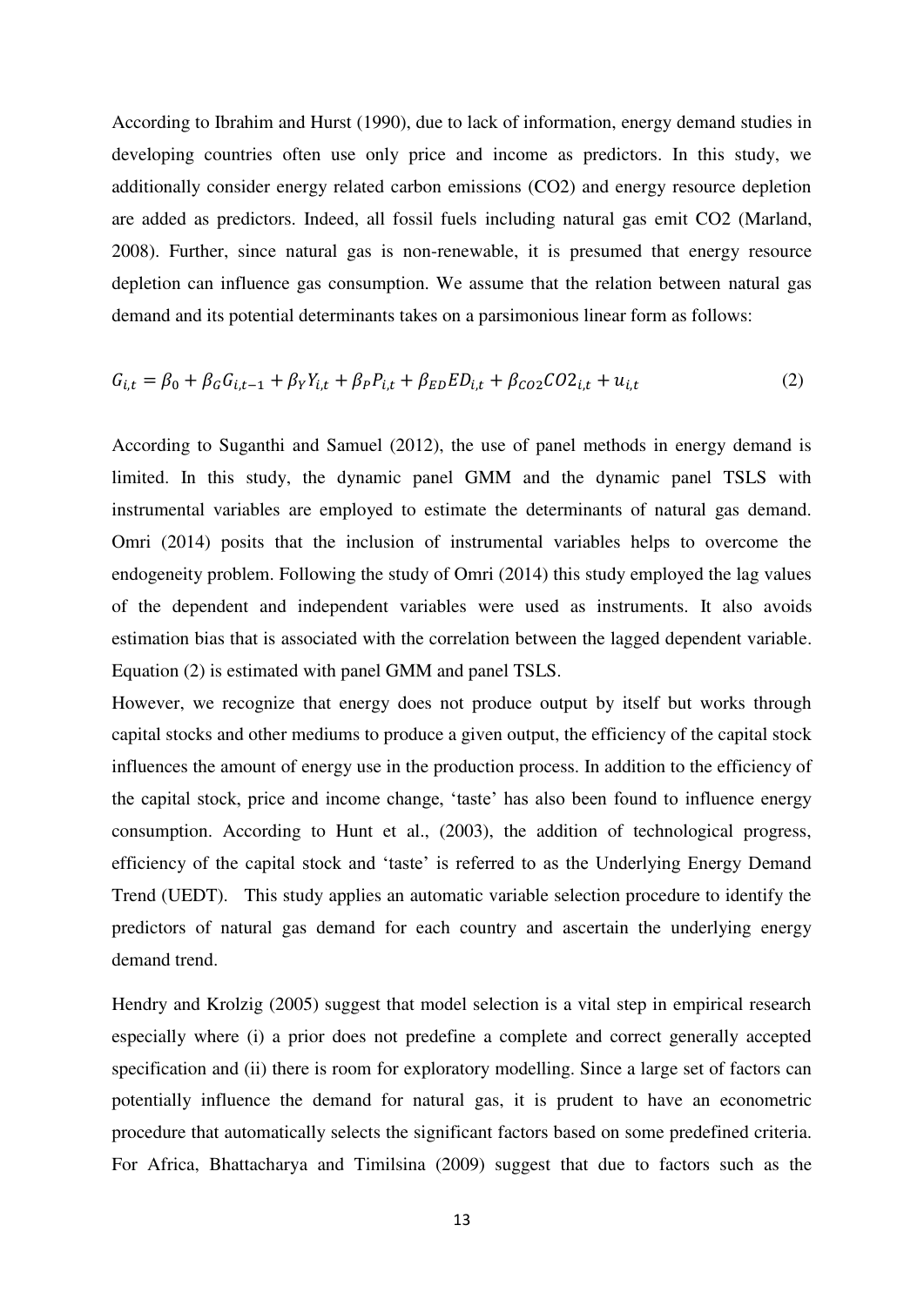According to Ibrahim and Hurst (1990), due to lack of information, energy demand studies in developing countries often use only price and income as predictors. In this study, we additionally consider energy related carbon emissions (CO2) and energy resource depletion are added as predictors. Indeed, all fossil fuels including natural gas emit CO2 (Marland, 2008). Further, since natural gas is non-renewable, it is presumed that energy resource depletion can influence gas consumption. We assume that the relation between natural gas demand and its potential determinants takes on a parsimonious linear form as follows:

$$G_{i,t} = \beta_0 + \beta_G G_{i,t-1} + \beta_Y Y_{i,t} + \beta_P P_{i,t} + \beta_{ED} ED_{i,t} + \beta_{CO2} CO2_{i,t} + u_{i,t} \tag{2}$$

According to Suganthi and Samuel (2012), the use of panel methods in energy demand is limited. In this study, the dynamic panel GMM and the dynamic panel TSLS with instrumental variables are employed to estimate the determinants of natural gas demand. Omri (2014) posits that the inclusion of instrumental variables helps to overcome the endogeneity problem. Following the study of Omri (2014) this study employed the lag values of the dependent and independent variables were used as instruments. It also avoids estimation bias that is associated with the correlation between the lagged dependent variable. Equation (2) is estimated with panel GMM and panel TSLS.

However, we recognize that energy does not produce output by itself but works through capital stocks and other mediums to produce a given output, the efficiency of the capital stock influences the amount of energy use in the production process. In addition to the efficiency of the capital stock, price and income change, 'taste' has also been found to influence energy consumption. According to Hunt et al., (2003), the addition of technological progress, efficiency of the capital stock and 'taste' is referred to as the Underlying Energy Demand Trend (UEDT). This study applies an automatic variable selection procedure to identify the predictors of natural gas demand for each country and ascertain the underlying energy demand trend.

Hendry and Krolzig (2005) suggest that model selection is a vital step in empirical research especially where (i) a prior does not predefine a complete and correct generally accepted specification and (ii) there is room for exploratory modelling. Since a large set of factors can potentially influence the demand for natural gas, it is prudent to have an econometric procedure that automatically selects the significant factors based on some predefined criteria. For Africa, Bhattacharya and Timilsina (2009) suggest that due to factors such as the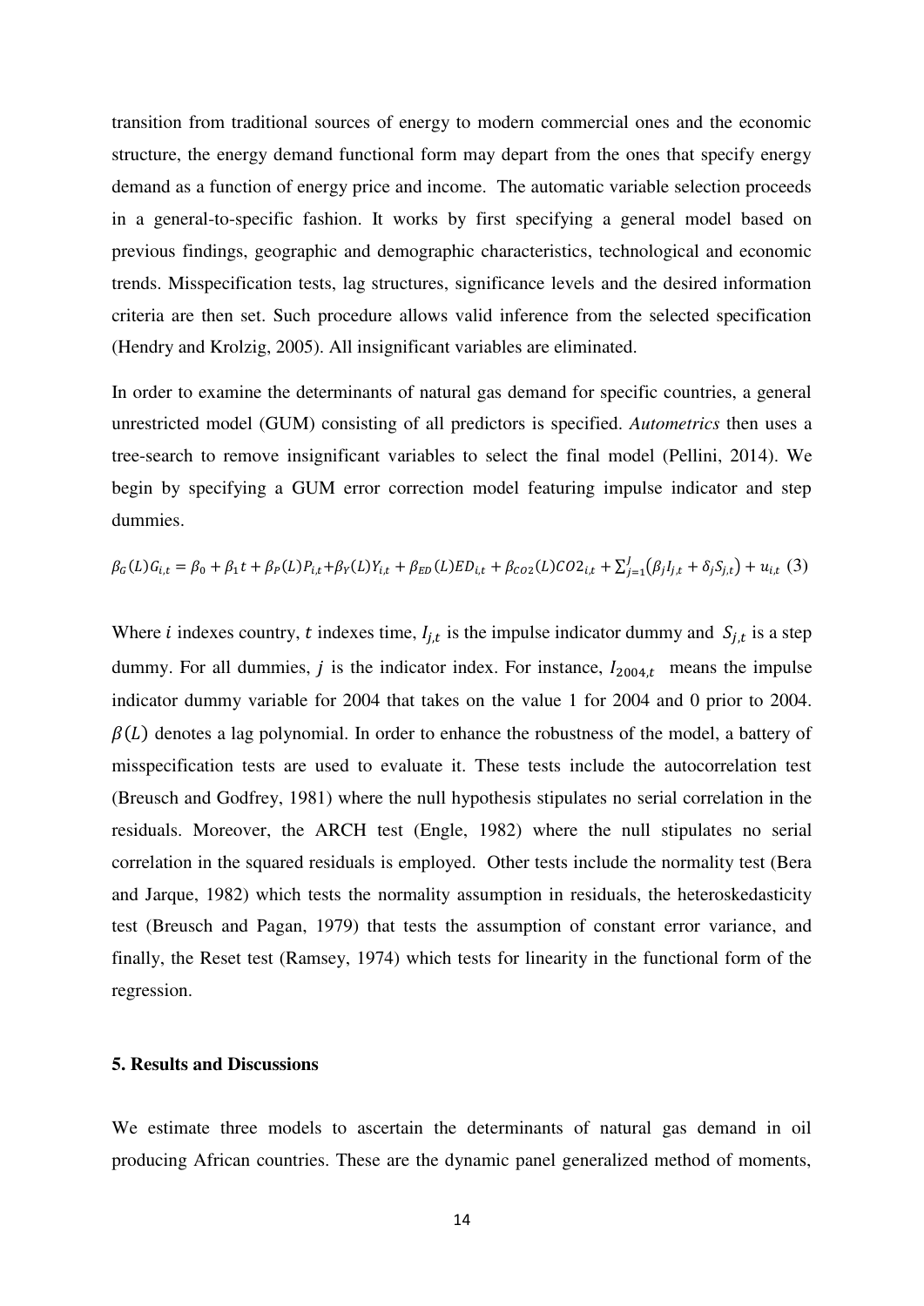transition from traditional sources of energy to modern commercial ones and the economic structure, the energy demand functional form may depart from the ones that specify energy demand as a function of energy price and income. The automatic variable selection proceeds in a general-to-specific fashion. It works by first specifying a general model based on previous findings, geographic and demographic characteristics, technological and economic trends. Misspecification tests, lag structures, significance levels and the desired information criteria are then set. Such procedure allows valid inference from the selected specification (Hendry and Krolzig, 2005). All insignificant variables are eliminated.

In order to examine the determinants of natural gas demand for specific countries, a general unrestricted model (GUM) consisting of all predictors is specified. *Autometrics* then uses a tree-search to remove insignificant variables to select the final model (Pellini, 2014). We begin by specifying a GUM error correction model featuring impulse indicator and step dummies.

$$\beta_G(L)G_{i,t} = \beta_0 + \beta_1 t + \beta_P(L)P_{i,t} + \beta_Y(L)Y_{i,t} + \beta_{ED}(L)ED_{i,t} + \beta_{CO2}(L)CO2_{i,t} + \sum_{j=1}^{J}(\beta_j I_{j,t} + \delta_j S_{j,t}) + u_{i,t} \quad (3)$$

Where $i$ indexes country, $t$ indexes time, $I_{j,t}$ is the impulse indicator dummy and $S_{j,t}$ is a step dummy. For all dummies, $j$ is the indicator index. For instance, $I_{2004,t}$ means the impulse indicator dummy variable for 2004 that takes on the value 1 for 2004 and 0 prior to 2004. $\beta(L)$ denotes a lag polynomial. In order to enhance the robustness of the model, a battery of misspecification tests are used to evaluate it. These tests include the autocorrelation test (Breusch and Godfrey, 1981) where the null hypothesis stipulates no serial correlation in the residuals. Moreover, the ARCH test (Engle, 1982) where the null stipulates no serial correlation in the squared residuals is employed. Other tests include the normality test (Bera and Jarque, 1982) which tests the normality assumption in residuals, the heteroskedasticity test (Breusch and Pagan, 1979) that tests the assumption of constant error variance, and finally, the Reset test (Ramsey, 1974) which tests for linearity in the functional form of the regression.

## 5. Results and Discussions

We estimate three models to ascertain the determinants of natural gas demand in oil producing African countries. These are the dynamic panel generalized method of moments,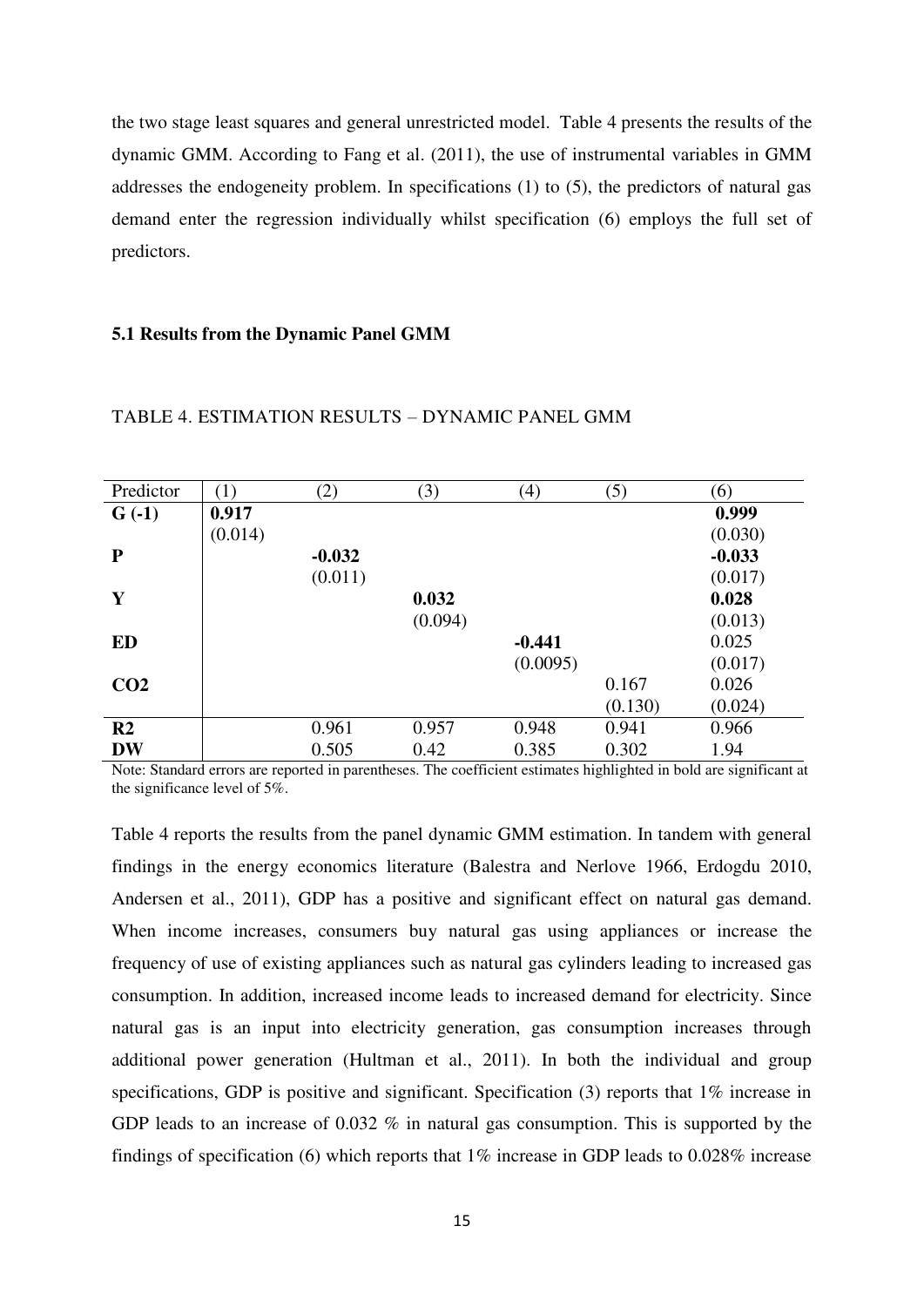the two stage least squares and general unrestricted model. Table 4 presents the results of the dynamic GMM. According to Fang et al. (2011), the use of instrumental variables in GMM addresses the endogeneity problem. In specifications (1) to (5), the predictors of natural gas demand enter the regression individually whilst specification (6) employs the full set of predictors.

### 5.1 Results from the Dynamic Panel GMM

TABLE 4. ESTIMATION RESULTS – DYNAMIC PANEL GMM

| Predictor | (1) | (2) | (3) | (4) | (5) | (6) |
|---|---|---|---|---|---|---|
| **G (-1)** | **0.917** | | | | | **0.999** |
| | (0.014) | | | | | (0.030) |
| **P** | | **-0.032** | | | | **-0.033** |
| | | (0.011) | | | | (0.017) |
| **Y** | | | **0.032** | | | **0.028** |
| | | | (0.094) | | | (0.013) |
| **ED** | | | | **-0.441** | | 0.025 |
| | | | | (0.0095) | | (0.017) |
| **CO2** | | | | | 0.167 | 0.026 |
| | | | | | (0.130) | (0.024) |
| **R2** | | 0.961 | 0.957 | 0.948 | 0.941 | 0.966 |
| **DW** | | 0.505 | 0.42 | 0.385 | 0.302 | 1.94 |

Note: Standard errors are reported in parentheses. The coefficient estimates highlighted in bold are significant at the significance level of 5%.

Table 4 reports the results from the panel dynamic GMM estimation. In tandem with general findings in the energy economics literature (Balestra and Nerlove 1966, Erdogdu 2010, Andersen et al., 2011), GDP has a positive and significant effect on natural gas demand. When income increases, consumers buy natural gas using appliances or increase the frequency of use of existing appliances such as natural gas cylinders leading to increased gas consumption. In addition, increased income leads to increased demand for electricity. Since natural gas is an input into electricity generation, gas consumption increases through additional power generation (Hultman et al., 2011). In both the individual and group specifications, GDP is positive and significant. Specification (3) reports that 1% increase in GDP leads to an increase of 0.032 % in natural gas consumption. This is supported by the findings of specification (6) which reports that 1% increase in GDP leads to 0.028% increase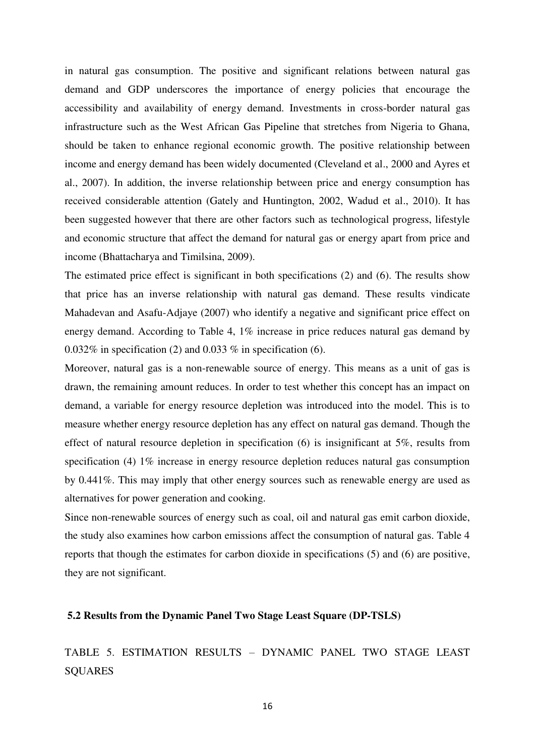in natural gas consumption. The positive and significant relations between natural gas demand and GDP underscores the importance of energy policies that encourage the accessibility and availability of energy demand. Investments in cross-border natural gas infrastructure such as the West African Gas Pipeline that stretches from Nigeria to Ghana, should be taken to enhance regional economic growth. The positive relationship between income and energy demand has been widely documented (Cleveland et al., 2000 and Ayres et al., 2007). In addition, the inverse relationship between price and energy consumption has received considerable attention (Gately and Huntington, 2002, Wadud et al., 2010). It has been suggested however that there are other factors such as technological progress, lifestyle and economic structure that affect the demand for natural gas or energy apart from price and income (Bhattacharya and Timilsina, 2009).

The estimated price effect is significant in both specifications (2) and (6). The results show that price has an inverse relationship with natural gas demand. These results vindicate Mahadevan and Asafu-Adjaye (2007) who identify a negative and significant price effect on energy demand. According to Table 4, 1% increase in price reduces natural gas demand by 0.032% in specification (2) and 0.033 % in specification (6).

Moreover, natural gas is a non-renewable source of energy. This means as a unit of gas is drawn, the remaining amount reduces. In order to test whether this concept has an impact on demand, a variable for energy resource depletion was introduced into the model. This is to measure whether energy resource depletion has any effect on natural gas demand. Though the effect of natural resource depletion in specification (6) is insignificant at 5%, results from specification (4) 1% increase in energy resource depletion reduces natural gas consumption by 0.441%. This may imply that other energy sources such as renewable energy are used as alternatives for power generation and cooking.

Since non-renewable sources of energy such as coal, oil and natural gas emit carbon dioxide, the study also examines how carbon emissions affect the consumption of natural gas. Table 4 reports that though the estimates for carbon dioxide in specifications (5) and (6) are positive, they are not significant.

### 5.2 Results from the Dynamic Panel Two Stage Least Square (DP-TSLS)

TABLE 5. ESTIMATION RESULTS – DYNAMIC PANEL TWO STAGE LEAST SQUARES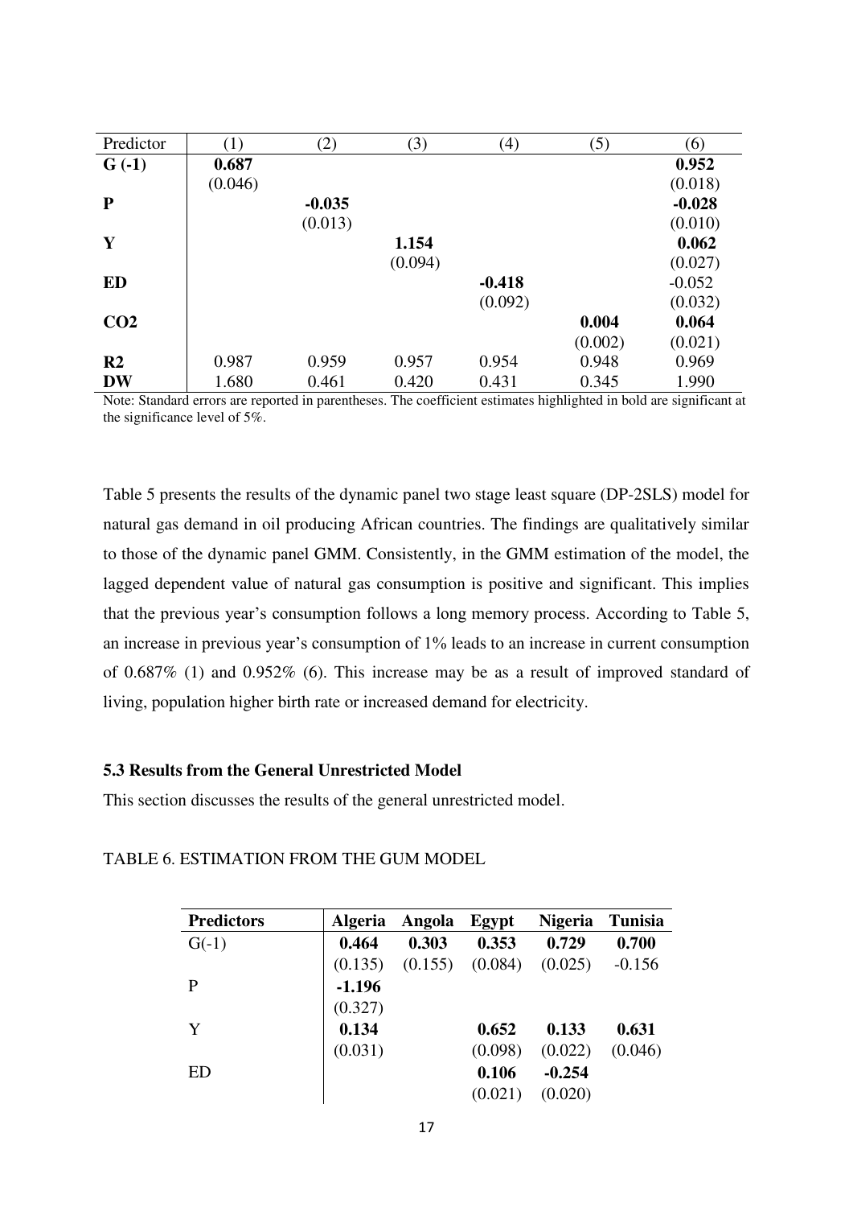| Predictor | (1) | (2) | (3) | (4) | (5) | (6) |
|---|---|---|---|---|---|---|
| **G (-1)** | **0.687** | | | | | **0.952** |
| | (0.046) | | | | | (0.018) |
| **P** | | **-0.035** | | | | **-0.028** |
| | | (0.013) | | | | (0.010) |
| **Y** | | | **1.154** | | | **0.062** |
| | | | (0.094) | | | (0.027) |
| **ED** | | | | **-0.418** | | -0.052 |
| | | | | (0.092) | | (0.032) |
| **CO2** | | | | | **0.004** | **0.064** |
| | | | | | (0.002) | (0.021) |
| **R2** | 0.987 | 0.959 | 0.957 | 0.954 | 0.948 | 0.969 |
| **DW** | 1.680 | 0.461 | 0.420 | 0.431 | 0.345 | 1.990 |

Note: Standard errors are reported in parentheses. The coefficient estimates highlighted in bold are significant at the significance level of 5%.

Table 5 presents the results of the dynamic panel two stage least square (DP-2SLS) model for natural gas demand in oil producing African countries. The findings are qualitatively similar to those of the dynamic panel GMM. Consistently, in the GMM estimation of the model, the lagged dependent value of natural gas consumption is positive and significant. This implies that the previous year's consumption follows a long memory process. According to Table 5, an increase in previous year's consumption of 1% leads to an increase in current consumption of 0.687% (1) and 0.952% (6). This increase may be as a result of improved standard of living, population higher birth rate or increased demand for electricity.

### 5.3 Results from the General Unrestricted Model

This section discusses the results of the general unrestricted model.

TABLE 6. ESTIMATION FROM THE GUM MODEL

| **Predictors** | **Algeria** | **Angola** | **Egypt** | **Nigeria** | **Tunisia** |
|---|---|---|---|---|---|
| G(-1) | **0.464** | **0.303** | **0.353** | **0.729** | **0.700** |
| | (0.135) | (0.155) | (0.084) | (0.025) | -0.156 |
| P | **-1.196** | | | | |
| | (0.327) | | | | |
| Y | **0.134** | | **0.652** | **0.133** | **0.631** |
| | (0.031) | | (0.098) | (0.022) | (0.046) |
| ED | | | **0.106** | **-0.254** | |
| | | | (0.021) | (0.020) | |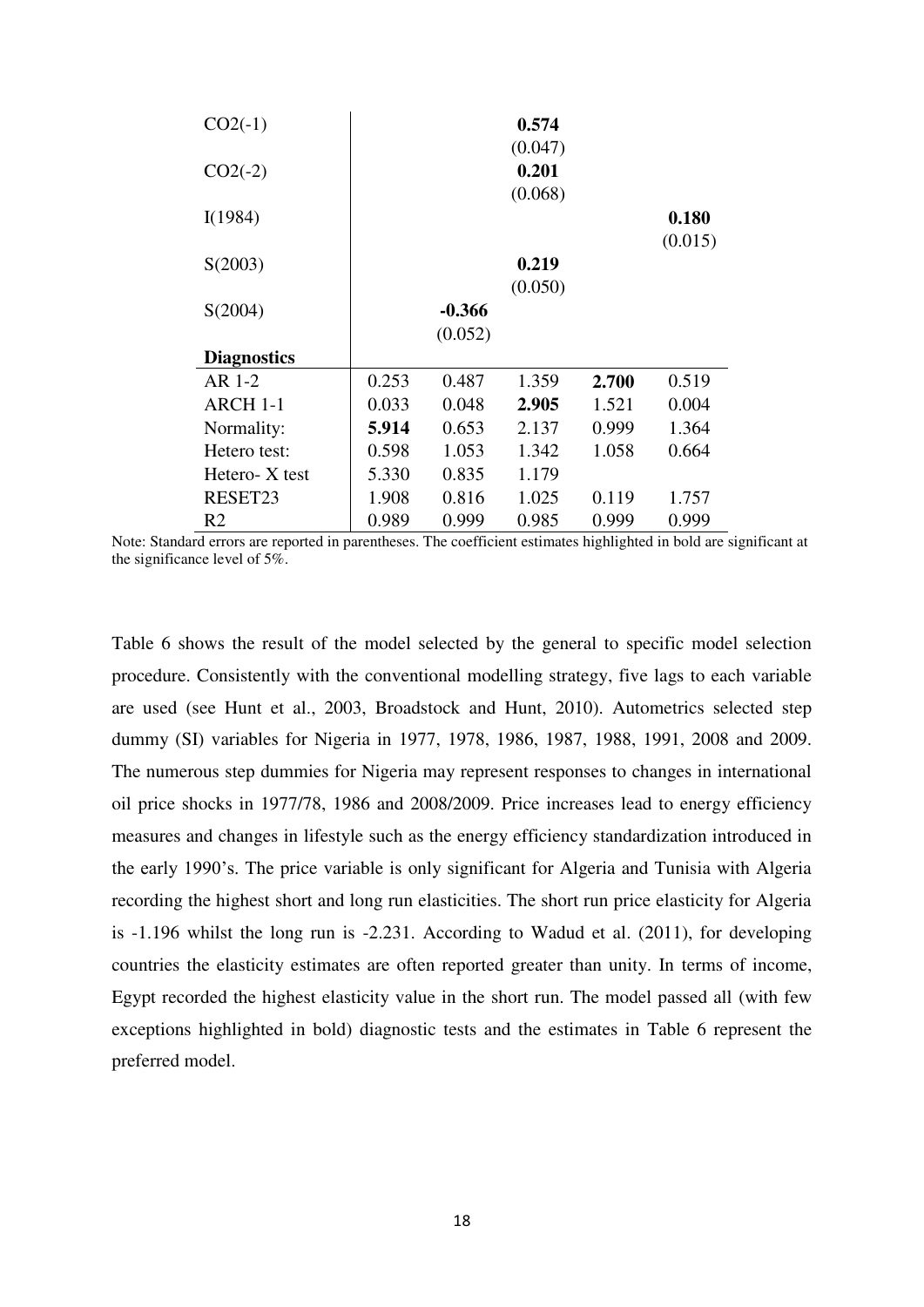| | | | | | |
|---|---|---|---|---|---|
| CO2(-1) | | | **0.574** | | |
| | | | (0.047) | | |
| CO2(-2) | | | **0.201** | | |
| | | | (0.068) | | |
| I(1984) | | | | | **0.180** |
| | | | | | (0.015) |
| S(2003) | | | **0.219** | | |
| | | | (0.050) | | |
| S(2004) | | **-0.366** | | | |
| | | (0.052) | | | |
| **Diagnostics** | | | | | |
| AR 1-2 | 0.253 | 0.487 | 1.359 | **2.700** | 0.519 |
| ARCH 1-1 | 0.033 | 0.048 | **2.905** | 1.521 | 0.004 |
| Normality: | **5.914** | 0.653 | 2.137 | 0.999 | 1.364 |
| Hetero test: | 0.598 | 1.053 | 1.342 | 1.058 | 0.664 |
| Hetero- X test | 5.330 | 0.835 | 1.179 | | |
| RESET23 | 1.908 | 0.816 | 1.025 | 0.119 | 1.757 |
| R2 | 0.989 | 0.999 | 0.985 | 0.999 | 0.999 |

Note: Standard errors are reported in parentheses. The coefficient estimates highlighted in bold are significant at the significance level of 5%.

Table 6 shows the result of the model selected by the general to specific model selection procedure. Consistently with the conventional modelling strategy, five lags to each variable are used (see Hunt et al., 2003, Broadstock and Hunt, 2010). Autometrics selected step dummy (SI) variables for Nigeria in 1977, 1978, 1986, 1987, 1988, 1991, 2008 and 2009. The numerous step dummies for Nigeria may represent responses to changes in international oil price shocks in 1977/78, 1986 and 2008/2009. Price increases lead to energy efficiency measures and changes in lifestyle such as the energy efficiency standardization introduced in the early 1990's. The price variable is only significant for Algeria and Tunisia with Algeria recording the highest short and long run elasticities. The short run price elasticity for Algeria is -1.196 whilst the long run is -2.231. According to Wadud et al. (2011), for developing countries the elasticity estimates are often reported greater than unity. In terms of income, Egypt recorded the highest elasticity value in the short run. The model passed all (with few exceptions highlighted in bold) diagnostic tests and the estimates in Table 6 represent the preferred model.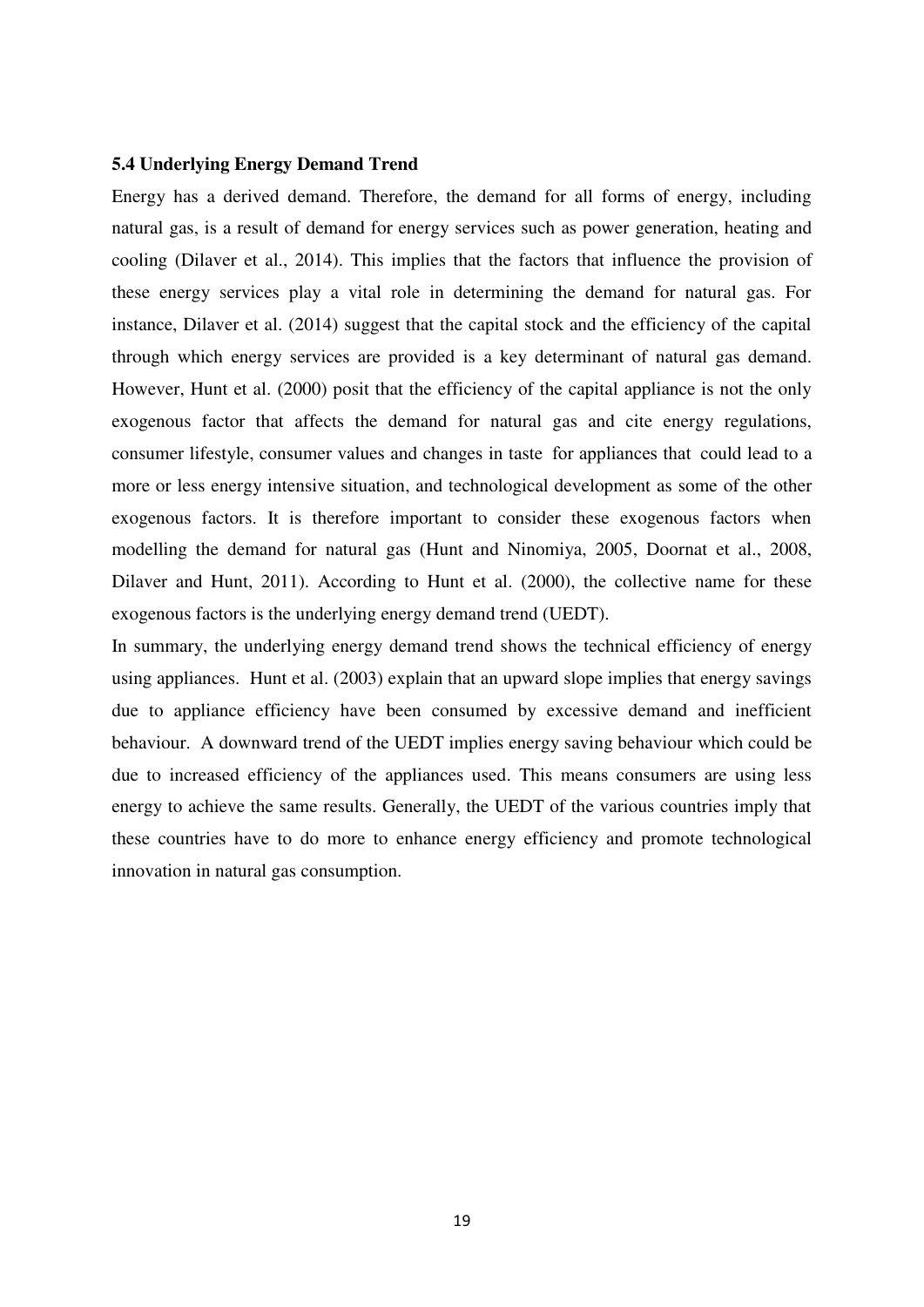### 5.4 Underlying Energy Demand Trend

Energy has a derived demand. Therefore, the demand for all forms of energy, including natural gas, is a result of demand for energy services such as power generation, heating and cooling (Dilaver et al., 2014). This implies that the factors that influence the provision of these energy services play a vital role in determining the demand for natural gas. For instance, Dilaver et al. (2014) suggest that the capital stock and the efficiency of the capital through which energy services are provided is a key determinant of natural gas demand. However, Hunt et al. (2000) posit that the efficiency of the capital appliance is not the only exogenous factor that affects the demand for natural gas and cite energy regulations, consumer lifestyle, consumer values and changes in taste for appliances that could lead to a more or less energy intensive situation, and technological development as some of the other exogenous factors. It is therefore important to consider these exogenous factors when modelling the demand for natural gas (Hunt and Ninomiya, 2005, Doornat et al., 2008, Dilaver and Hunt, 2011). According to Hunt et al. (2000), the collective name for these exogenous factors is the underlying energy demand trend (UEDT).

In summary, the underlying energy demand trend shows the technical efficiency of energy using appliances. Hunt et al. (2003) explain that an upward slope implies that energy savings due to appliance efficiency have been consumed by excessive demand and inefficient behaviour. A downward trend of the UEDT implies energy saving behaviour which could be due to increased efficiency of the appliances used. This means consumers are using less energy to achieve the same results. Generally, the UEDT of the various countries imply that these countries have to do more to enhance energy efficiency and promote technological innovation in natural gas consumption.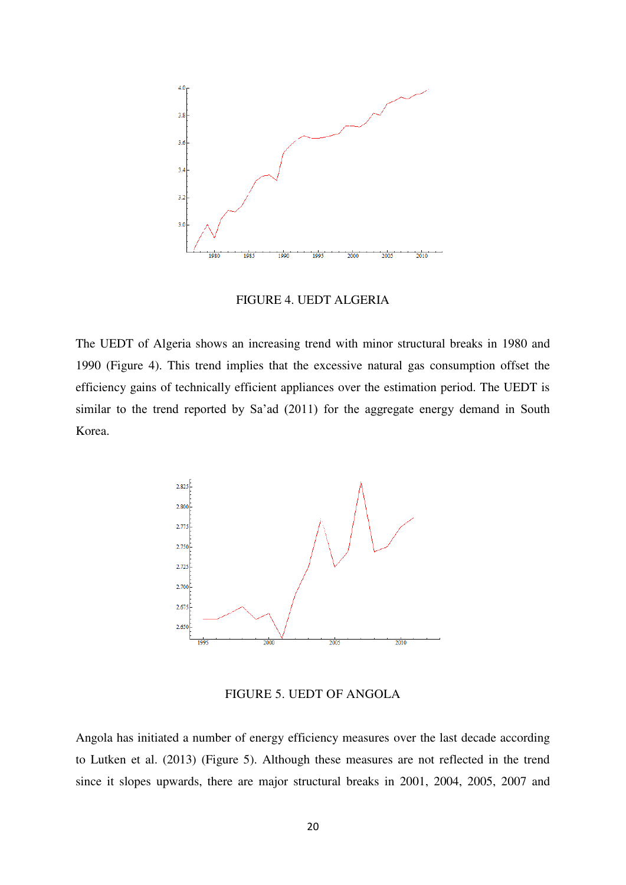FIGURE 4. UEDT ALGERIA

The UEDT of Algeria shows an increasing trend with minor structural breaks in 1980 and 1990 (Figure 4). This trend implies that the excessive natural gas consumption offset the efficiency gains of technically efficient appliances over the estimation period. The UEDT is similar to the trend reported by Sa'ad (2011) for the aggregate energy demand in South Korea.

FIGURE 5. UEDT OF ANGOLA

Angola has initiated a number of energy efficiency measures over the last decade according to Lutken et al. (2013) (Figure 5). Although these measures are not reflected in the trend since it slopes upwards, there are major structural breaks in 2001, 2004, 2005, 2007 and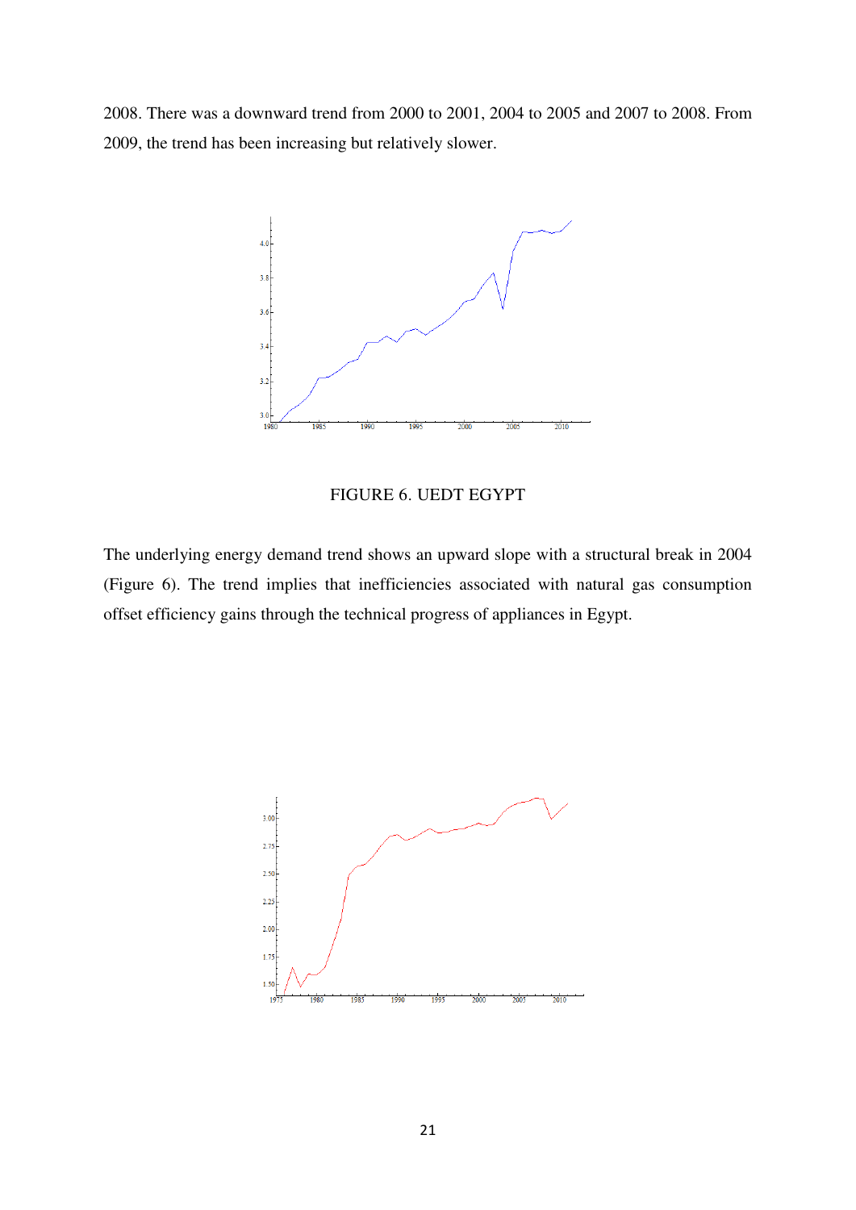2008. There was a downward trend from 2000 to 2001, 2004 to 2005 and 2007 to 2008. From 2009, the trend has been increasing but relatively slower.

FIGURE 6. UEDT EGYPT

The underlying energy demand trend shows an upward slope with a structural break in 2004 (Figure 6). The trend implies that inefficiencies associated with natural gas consumption offset efficiency gains through the technical progress of appliances in Egypt.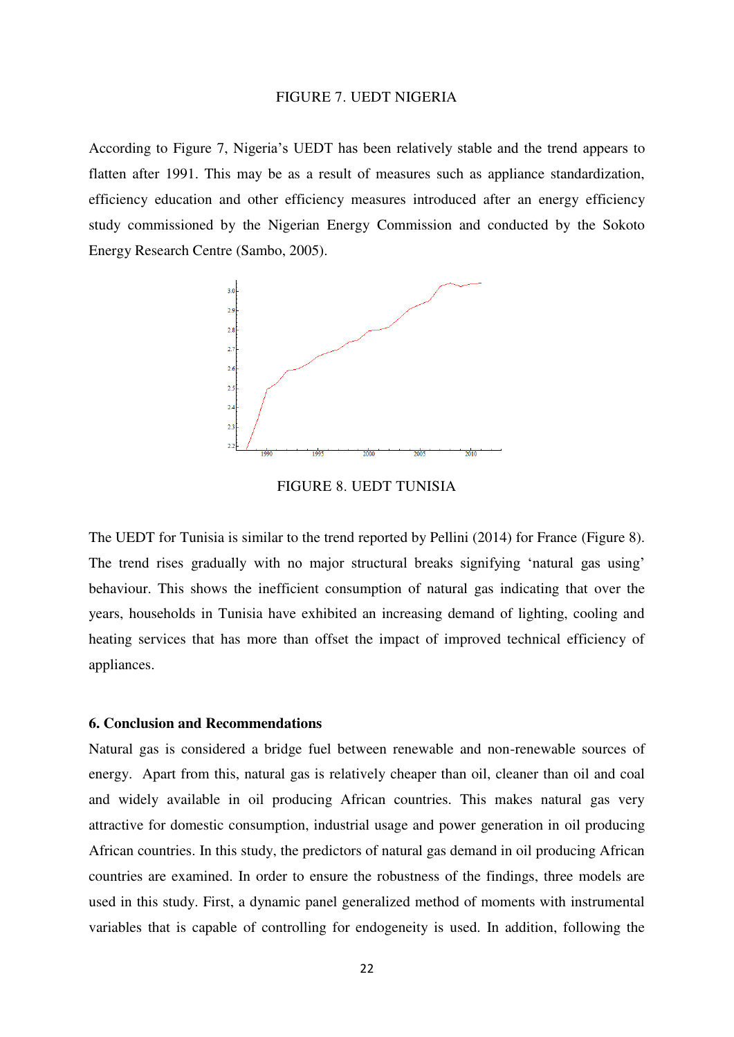FIGURE 7. UEDT NIGERIA

According to Figure 7, Nigeria's UEDT has been relatively stable and the trend appears to flatten after 1991. This may be as a result of measures such as appliance standardization, efficiency education and other efficiency measures introduced after an energy efficiency study commissioned by the Nigerian Energy Commission and conducted by the Sokoto Energy Research Centre (Sambo, 2005).

FIGURE 8. UEDT TUNISIA

The UEDT for Tunisia is similar to the trend reported by Pellini (2014) for France (Figure 8). The trend rises gradually with no major structural breaks signifying 'natural gas using' behaviour. This shows the inefficient consumption of natural gas indicating that over the years, households in Tunisia have exhibited an increasing demand of lighting, cooling and heating services that has more than offset the impact of improved technical efficiency of appliances.

**6. Conclusion and Recommendations**

Natural gas is considered a bridge fuel between renewable and non-renewable sources of energy. Apart from this, natural gas is relatively cheaper than oil, cleaner than oil and coal and widely available in oil producing African countries. This makes natural gas very attractive for domestic consumption, industrial usage and power generation in oil producing African countries. In this study, the predictors of natural gas demand in oil producing African countries are examined. In order to ensure the robustness of the findings, three models are used in this study. First, a dynamic panel generalized method of moments with instrumental variables that is capable of controlling for endogeneity is used. In addition, following the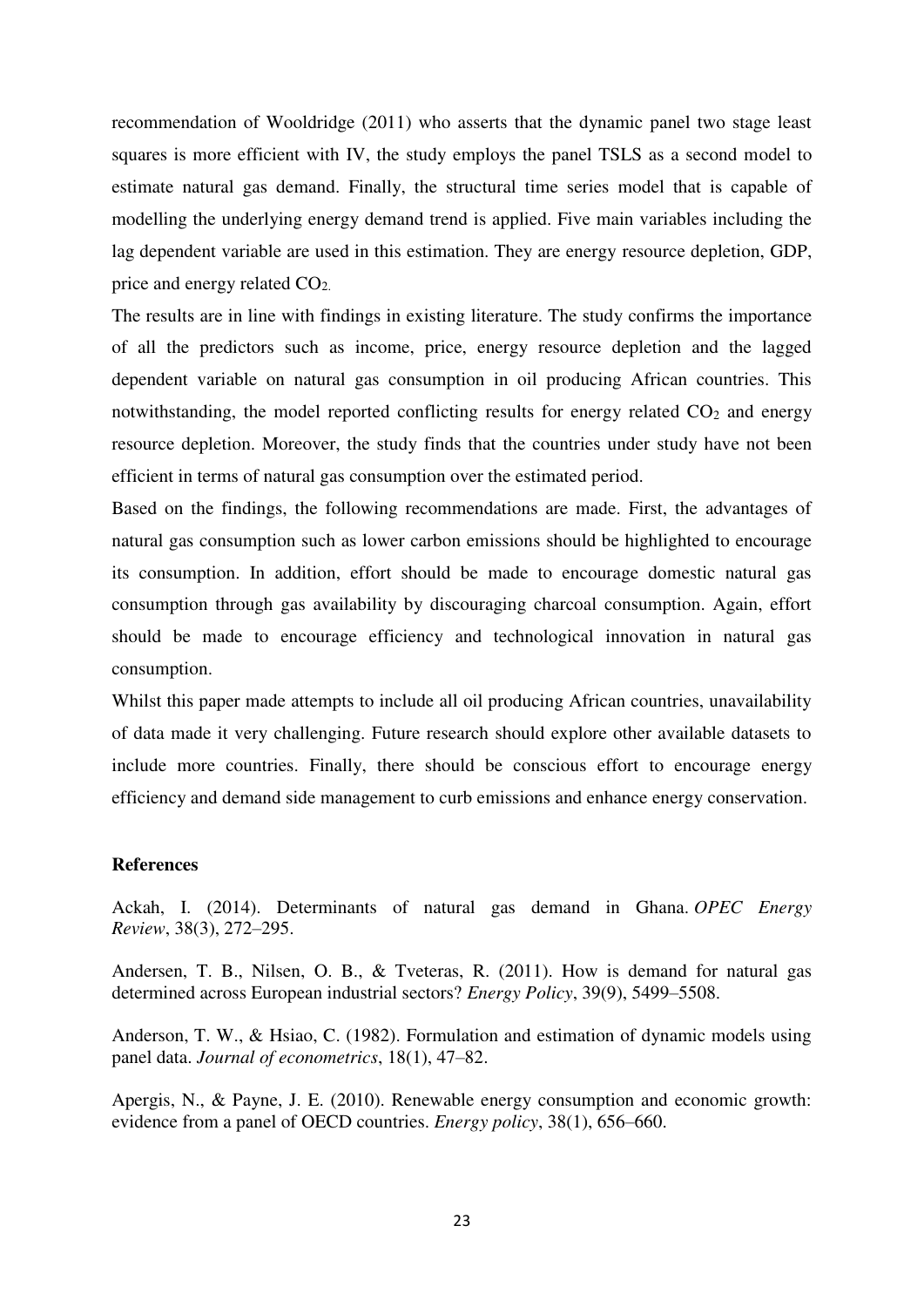recommendation of Wooldridge (2011) who asserts that the dynamic panel two stage least squares is more efficient with IV, the study employs the panel TSLS as a second model to estimate natural gas demand. Finally, the structural time series model that is capable of modelling the underlying energy demand trend is applied. Five main variables including the lag dependent variable are used in this estimation. They are energy resource depletion, GDP, price and energy related $CO_2$.

The results are in line with findings in existing literature. The study confirms the importance of all the predictors such as income, price, energy resource depletion and the lagged dependent variable on natural gas consumption in oil producing African countries. This notwithstanding, the model reported conflicting results for energy related $CO_2$ and energy resource depletion. Moreover, the study finds that the countries under study have not been efficient in terms of natural gas consumption over the estimated period.

Based on the findings, the following recommendations are made. First, the advantages of natural gas consumption such as lower carbon emissions should be highlighted to encourage its consumption. In addition, effort should be made to encourage domestic natural gas consumption through gas availability by discouraging charcoal consumption. Again, effort should be made to encourage efficiency and technological innovation in natural gas consumption.

Whilst this paper made attempts to include all oil producing African countries, unavailability of data made it very challenging. Future research should explore other available datasets to include more countries. Finally, there should be conscious effort to encourage energy efficiency and demand side management to curb emissions and enhance energy conservation.

## References

Ackah, I. (2014). Determinants of natural gas demand in Ghana. *OPEC Energy Review*, 38(3), 272–295.

Andersen, T. B., Nilsen, O. B., & Tveteras, R. (2011). How is demand for natural gas determined across European industrial sectors? *Energy Policy*, 39(9), 5499–5508.

Anderson, T. W., & Hsiao, C. (1982). Formulation and estimation of dynamic models using panel data. *Journal of econometrics*, 18(1), 47–82.

Apergis, N., & Payne, J. E. (2010). Renewable energy consumption and economic growth: evidence from a panel of OECD countries. *Energy policy*, 38(1), 656–660.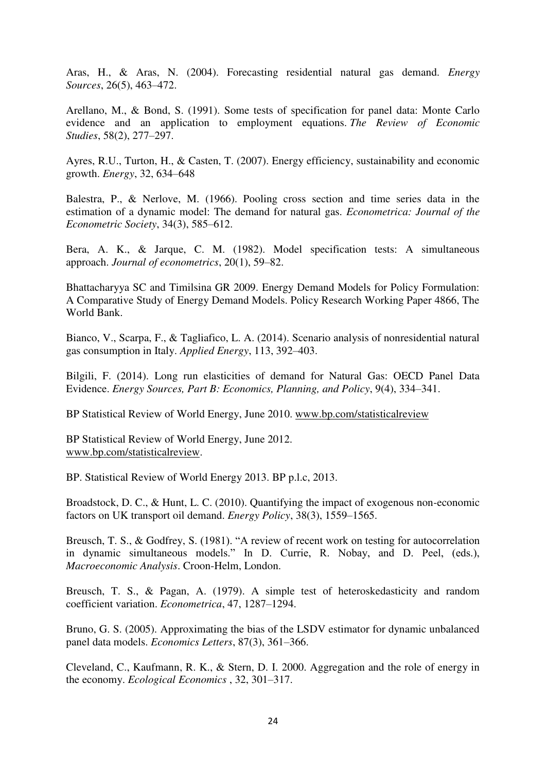Aras, H., & Aras, N. (2004). Forecasting residential natural gas demand. *Energy Sources*, 26(5), 463–472.

Arellano, M., & Bond, S. (1991). Some tests of specification for panel data: Monte Carlo evidence and an application to employment equations. *The Review of Economic Studies*, 58(2), 277–297.

Ayres, R.U., Turton, H., & Casten, T. (2007). Energy efficiency, sustainability and economic growth. *Energy*, 32, 634–648

Balestra, P., & Nerlove, M. (1966). Pooling cross section and time series data in the estimation of a dynamic model: The demand for natural gas. *Econometrica: Journal of the Econometric Society*, 34(3), 585–612.

Bera, A. K., & Jarque, C. M. (1982). Model specification tests: A simultaneous approach. *Journal of econometrics*, 20(1), 59–82.

Bhattacharyya SC and Timilsina GR 2009. Energy Demand Models for Policy Formulation: A Comparative Study of Energy Demand Models. Policy Research Working Paper 4866, The World Bank.

Bianco, V., Scarpa, F., & Tagliafico, L. A. (2014). Scenario analysis of nonresidential natural gas consumption in Italy. *Applied Energy*, 113, 392–403.

Bilgili, F. (2014). Long run elasticities of demand for Natural Gas: OECD Panel Data Evidence. *Energy Sources, Part B: Economics, Planning, and Policy*, 9(4), 334–341.

BP Statistical Review of World Energy, June 2010. www.bp.com/statisticalreview

BP Statistical Review of World Energy, June 2012. www.bp.com/statisticalreview.

BP. Statistical Review of World Energy 2013. BP p.l.c, 2013.

Broadstock, D. C., & Hunt, L. C. (2010). Quantifying the impact of exogenous non-economic factors on UK transport oil demand. *Energy Policy*, 38(3), 1559–1565.

Breusch, T. S., & Godfrey, S. (1981). "A review of recent work on testing for autocorrelation in dynamic simultaneous models." In D. Currie, R. Nobay, and D. Peel, (eds.), *Macroeconomic Analysis*. Croon-Helm, London.

Breusch, T. S., & Pagan, A. (1979). A simple test of heteroskedasticity and random coefficient variation. *Econometrica*, 47, 1287–1294.

Bruno, G. S. (2005). Approximating the bias of the LSDV estimator for dynamic unbalanced panel data models. *Economics Letters*, 87(3), 361–366.

Cleveland, C., Kaufmann, R. K., & Stern, D. I. 2000. Aggregation and the role of energy in the economy. *Ecological Economics* , 32, 301–317.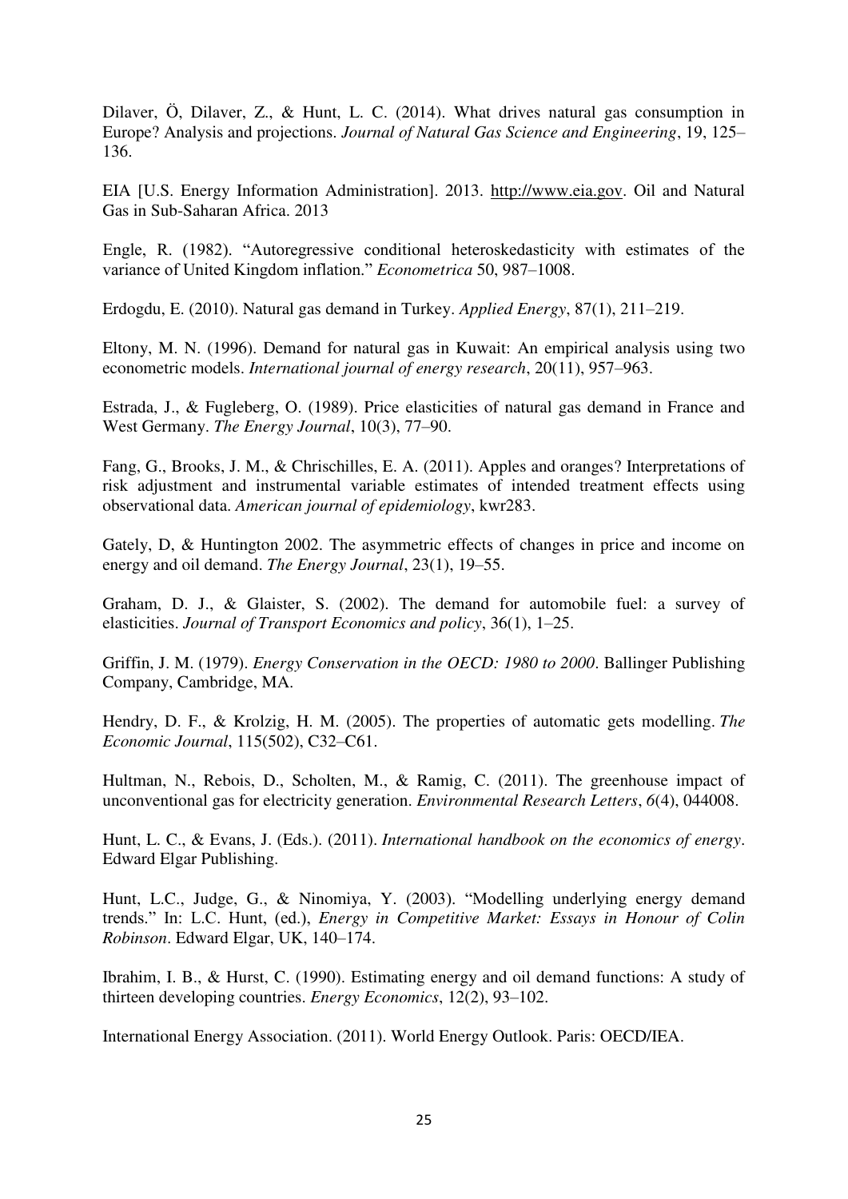Dilaver, Ö, Dilaver, Z., & Hunt, L. C. (2014). What drives natural gas consumption in Europe? Analysis and projections. *Journal of Natural Gas Science and Engineering*, 19, 125–136.

EIA [U.S. Energy Information Administration]. 2013. http://www.eia.gov. Oil and Natural Gas in Sub-Saharan Africa. 2013

Engle, R. (1982). "Autoregressive conditional heteroskedasticity with estimates of the variance of United Kingdom inflation." *Econometrica* 50, 987–1008.

Erdogdu, E. (2010). Natural gas demand in Turkey. *Applied Energy*, 87(1), 211–219.

Eltony, M. N. (1996). Demand for natural gas in Kuwait: An empirical analysis using two econometric models. *International journal of energy research*, 20(11), 957–963.

Estrada, J., & Fugleberg, O. (1989). Price elasticities of natural gas demand in France and West Germany. *The Energy Journal*, 10(3), 77–90.

Fang, G., Brooks, J. M., & Chrischilles, E. A. (2011). Apples and oranges? Interpretations of risk adjustment and instrumental variable estimates of intended treatment effects using observational data. *American journal of epidemiology*, kwr283.

Gately, D, & Huntington 2002. The asymmetric effects of changes in price and income on energy and oil demand. *The Energy Journal*, 23(1), 19–55.

Graham, D. J., & Glaister, S. (2002). The demand for automobile fuel: a survey of elasticities. *Journal of Transport Economics and policy*, 36(1), 1–25.

Griffin, J. M. (1979). *Energy Conservation in the OECD: 1980 to 2000*. Ballinger Publishing Company, Cambridge, MA.

Hendry, D. F., & Krolzig, H. M. (2005). The properties of automatic gets modelling. *The Economic Journal*, 115(502), C32–C61.

Hultman, N., Rebois, D., Scholten, M., & Ramig, C. (2011). The greenhouse impact of unconventional gas for electricity generation. *Environmental Research Letters*, *6*(4), 044008.

Hunt, L. C., & Evans, J. (Eds.). (2011). *International handbook on the economics of energy*. Edward Elgar Publishing.

Hunt, L.C., Judge, G., & Ninomiya, Y. (2003). "Modelling underlying energy demand trends." In: L.C. Hunt, (ed.), *Energy in Competitive Market: Essays in Honour of Colin Robinson*. Edward Elgar, UK, 140–174.

Ibrahim, I. B., & Hurst, C. (1990). Estimating energy and oil demand functions: A study of thirteen developing countries. *Energy Economics*, 12(2), 93–102.

International Energy Association. (2011). World Energy Outlook. Paris: OECD/IEA.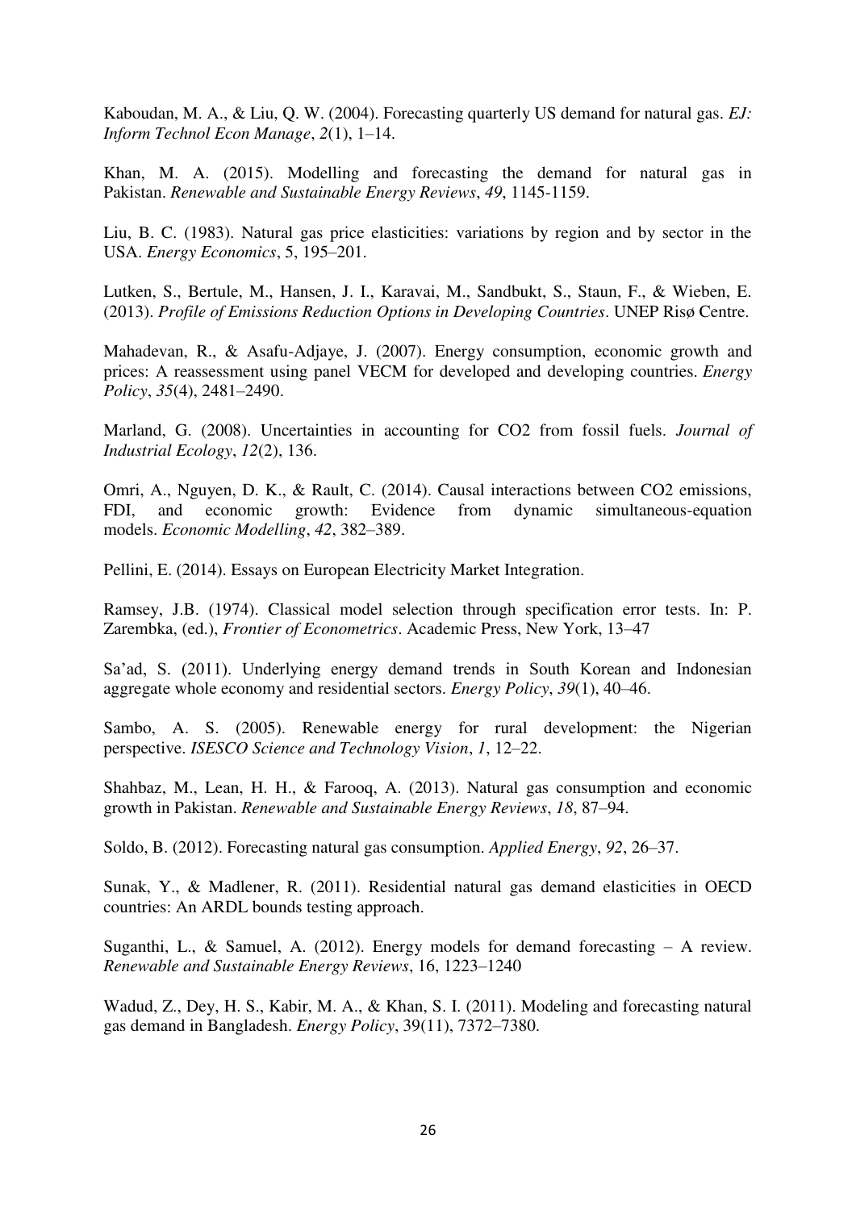Kaboudan, M. A., & Liu, Q. W. (2004). Forecasting quarterly US demand for natural gas. *EJ: Inform Technol Econ Manage*, *2*(1), 1–14.

Khan, M. A. (2015). Modelling and forecasting the demand for natural gas in Pakistan. *Renewable and Sustainable Energy Reviews*, *49*, 1145-1159.

Liu, B. C. (1983). Natural gas price elasticities: variations by region and by sector in the USA. *Energy Economics*, 5, 195–201.

Lutken, S., Bertule, M., Hansen, J. I., Karavai, M., Sandbukt, S., Staun, F., & Wieben, E. (2013). *Profile of Emissions Reduction Options in Developing Countries*. UNEP Risø Centre.

Mahadevan, R., & Asafu-Adjaye, J. (2007). Energy consumption, economic growth and prices: A reassessment using panel VECM for developed and developing countries. *Energy Policy*, *35*(4), 2481–2490.

Marland, G. (2008). Uncertainties in accounting for CO2 from fossil fuels. *Journal of Industrial Ecology*, *12*(2), 136.

Omri, A., Nguyen, D. K., & Rault, C. (2014). Causal interactions between CO2 emissions, FDI, and economic growth: Evidence from dynamic simultaneous-equation models. *Economic Modelling*, *42*, 382–389.

Pellini, E. (2014). Essays on European Electricity Market Integration.

Ramsey, J.B. (1974). Classical model selection through specification error tests. In: P. Zarembka, (ed.), *Frontier of Econometrics*. Academic Press, New York, 13–47

Sa'ad, S. (2011). Underlying energy demand trends in South Korean and Indonesian aggregate whole economy and residential sectors. *Energy Policy*, *39*(1), 40–46.

Sambo, A. S. (2005). Renewable energy for rural development: the Nigerian perspective. *ISESCO Science and Technology Vision*, *1*, 12–22.

Shahbaz, M., Lean, H. H., & Farooq, A. (2013). Natural gas consumption and economic growth in Pakistan. *Renewable and Sustainable Energy Reviews*, *18*, 87–94.

Soldo, B. (2012). Forecasting natural gas consumption. *Applied Energy*, *92*, 26–37.

Sunak, Y., & Madlener, R. (2011). Residential natural gas demand elasticities in OECD countries: An ARDL bounds testing approach.

Suganthi, L., & Samuel, A. (2012). Energy models for demand forecasting – A review. *Renewable and Sustainable Energy Reviews*, 16, 1223–1240

Wadud, Z., Dey, H. S., Kabir, M. A., & Khan, S. I. (2011). Modeling and forecasting natural gas demand in Bangladesh. *Energy Policy*, 39(11), 7372–7380.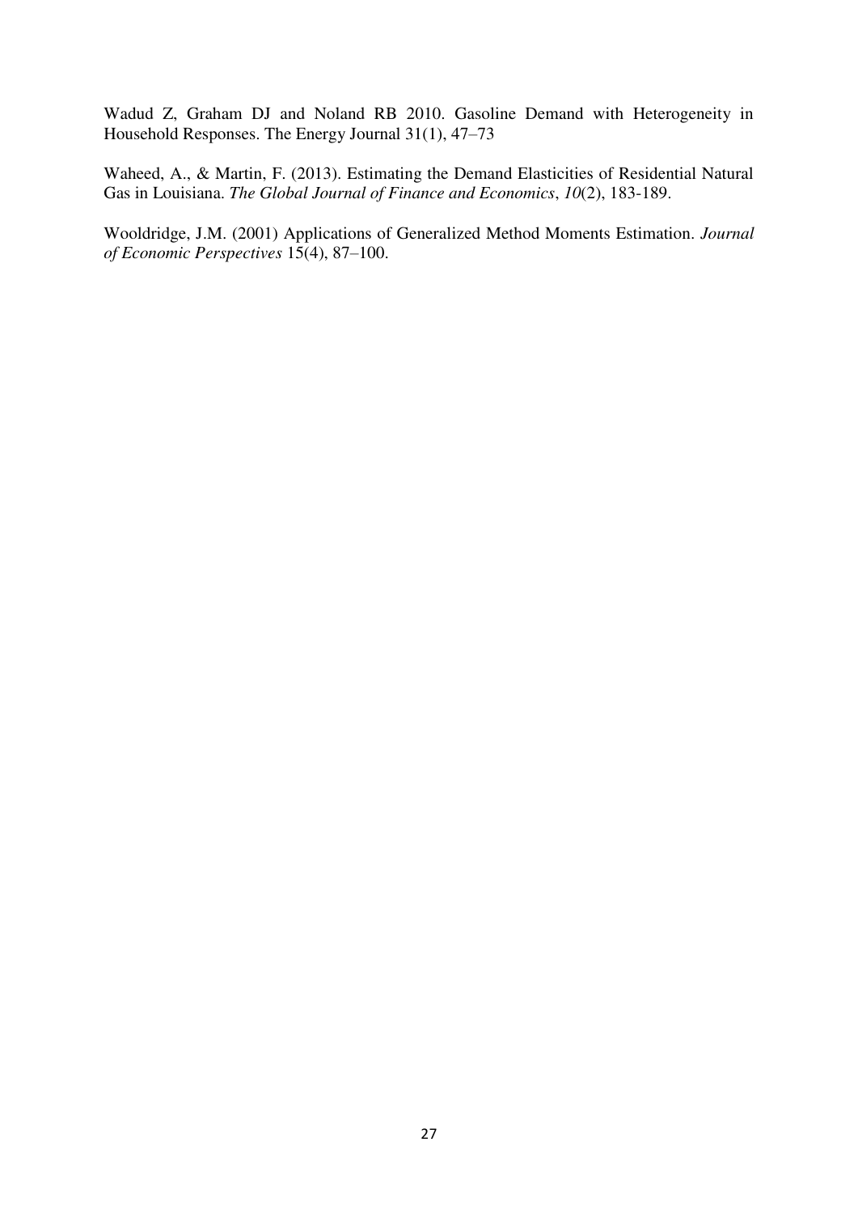Wadud Z, Graham DJ and Noland RB 2010. Gasoline Demand with Heterogeneity in Household Responses. The Energy Journal 31(1), 47–73

Waheed, A., & Martin, F. (2013). Estimating the Demand Elasticities of Residential Natural Gas in Louisiana. *The Global Journal of Finance and Economics*, *10*(2), 183-189.

Wooldridge, J.M. (2001) Applications of Generalized Method Moments Estimation. *Journal of Economic Perspectives* 15(4), 87–100.